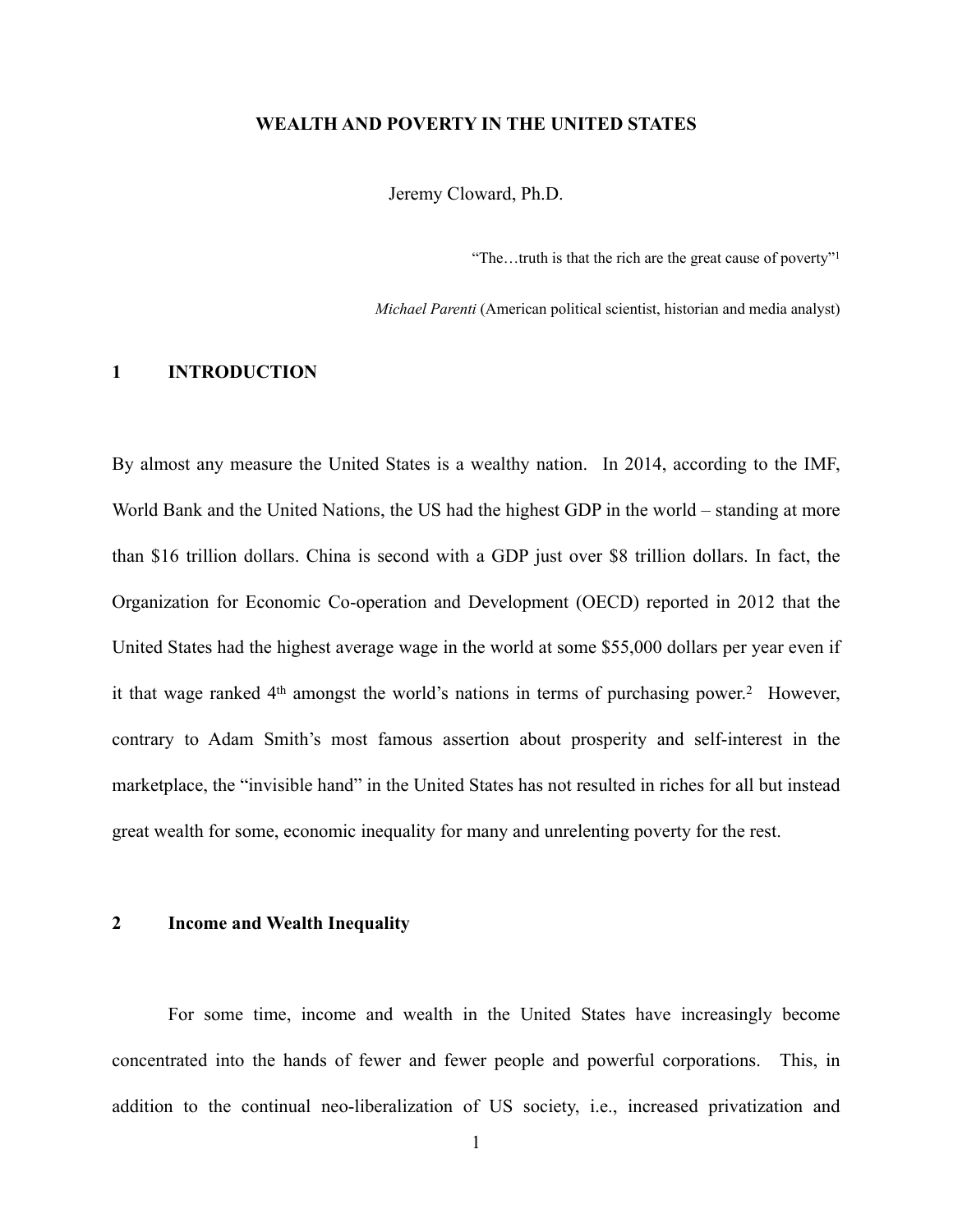# WEALTH AND POVERTY IN THE UNITED STATES

Jeremy Cloward, Ph.D.

"The…truth is that the rich are the great cause of poverty"[1]

*Michael Parenti* (American political scientist, historian and media analyst)

## 1 INTRODUCTION

By almost any measure the United States is a wealthy nation. In 2014, according to the IMF, World Bank and the United Nations, the US had the highest GDP in the world – standing at more than $16 trillion dollars. China is second with a GDP just over $8 trillion dollars. In fact, the Organization for Economic Co-operation and Development (OECD) reported in 2012 that the United States had the highest average wage in the world at some $55,000 dollars per year even if it that wage ranked 4th amongst the world's nations in terms of purchasing power.[2] However, contrary to Adam Smith's most famous assertion about prosperity and self-interest in the marketplace, the "invisible hand" in the United States has not resulted in riches for all but instead great wealth for some, economic inequality for many and unrelenting poverty for the rest.

## 2 Income and Wealth Inequality

For some time, income and wealth in the United States have increasingly become concentrated into the hands of fewer and fewer people and powerful corporations. This, in addition to the continual neo-liberalization of US society, i.e., increased privatization and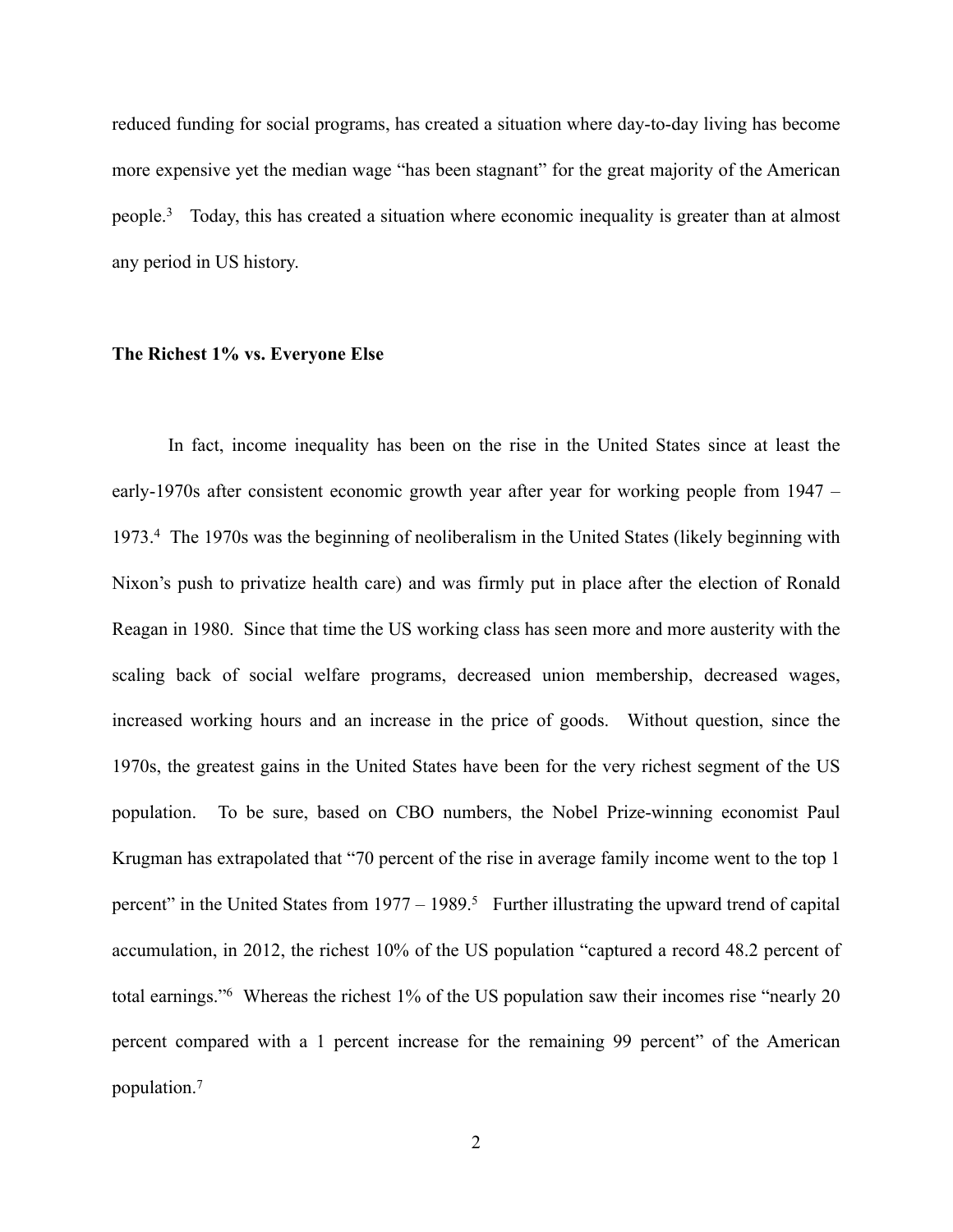reduced funding for social programs, has created a situation where day-to-day living has become more expensive yet the median wage "has been stagnant" for the great majority of the American people.[3] Today, this has created a situation where economic inequality is greater than at almost any period in US history.

**The Richest 1% vs. Everyone Else**

In fact, income inequality has been on the rise in the United States since at least the early-1970s after consistent economic growth year after year for working people from 1947 – 1973.[4] The 1970s was the beginning of neoliberalism in the United States (likely beginning with Nixon's push to privatize health care) and was firmly put in place after the election of Ronald Reagan in 1980. Since that time the US working class has seen more and more austerity with the scaling back of social welfare programs, decreased union membership, decreased wages, increased working hours and an increase in the price of goods. Without question, since the 1970s, the greatest gains in the United States have been for the very richest segment of the US population. To be sure, based on CBO numbers, the Nobel Prize-winning economist Paul Krugman has extrapolated that "70 percent of the rise in average family income went to the top 1 percent" in the United States from 1977 – 1989.[5] Further illustrating the upward trend of capital accumulation, in 2012, the richest 10% of the US population "captured a record 48.2 percent of total earnings."[6] Whereas the richest 1% of the US population saw their incomes rise "nearly 20 percent compared with a 1 percent increase for the remaining 99 percent" of the American population.[7]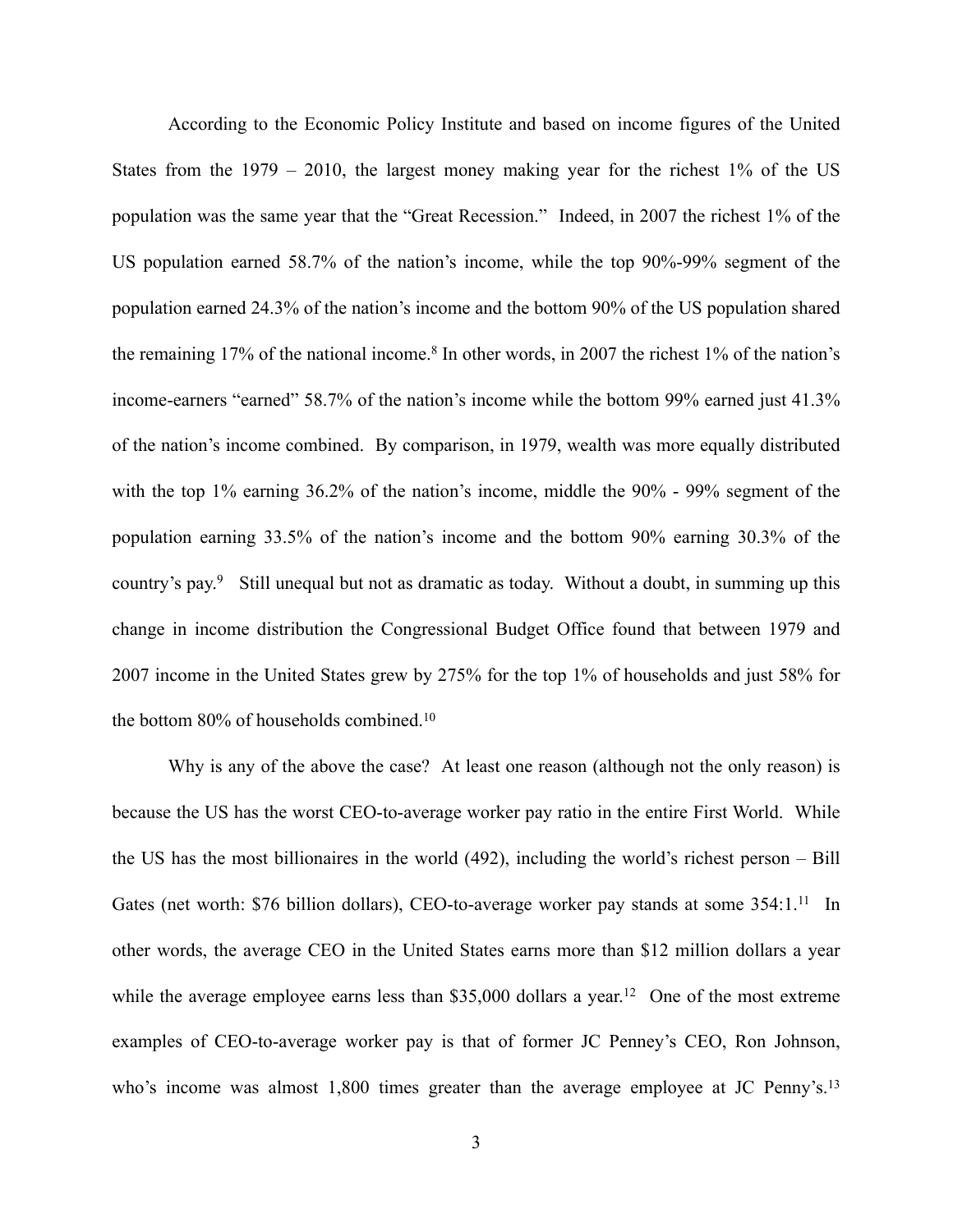According to the Economic Policy Institute and based on income figures of the United States from the 1979 – 2010, the largest money making year for the richest 1% of the US population was the same year that the "Great Recession." Indeed, in 2007 the richest 1% of the US population earned 58.7% of the nation's income, while the top 90%-99% segment of the population earned 24.3% of the nation's income and the bottom 90% of the US population shared the remaining 17% of the national income.[8] In other words, in 2007 the richest 1% of the nation's income-earners "earned" 58.7% of the nation's income while the bottom 99% earned just 41.3% of the nation's income combined. By comparison, in 1979, wealth was more equally distributed with the top 1% earning 36.2% of the nation's income, middle the 90% - 99% segment of the population earning 33.5% of the nation's income and the bottom 90% earning 30.3% of the country's pay.[9] Still unequal but not as dramatic as today. Without a doubt, in summing up this change in income distribution the Congressional Budget Office found that between 1979 and 2007 income in the United States grew by 275% for the top 1% of households and just 58% for the bottom 80% of households combined.[10]

Why is any of the above the case? At least one reason (although not the only reason) is because the US has the worst CEO-to-average worker pay ratio in the entire First World. While the US has the most billionaires in the world (492), including the world's richest person – Bill Gates (net worth: $76 billion dollars), CEO-to-average worker pay stands at some 354:1.[11] In other words, the average CEO in the United States earns more than $12 million dollars a year while the average employee earns less than $35,000 dollars a year.[12] One of the most extreme examples of CEO-to-average worker pay is that of former JC Penney's CEO, Ron Johnson, who's income was almost 1,800 times greater than the average employee at JC Penny's.[13]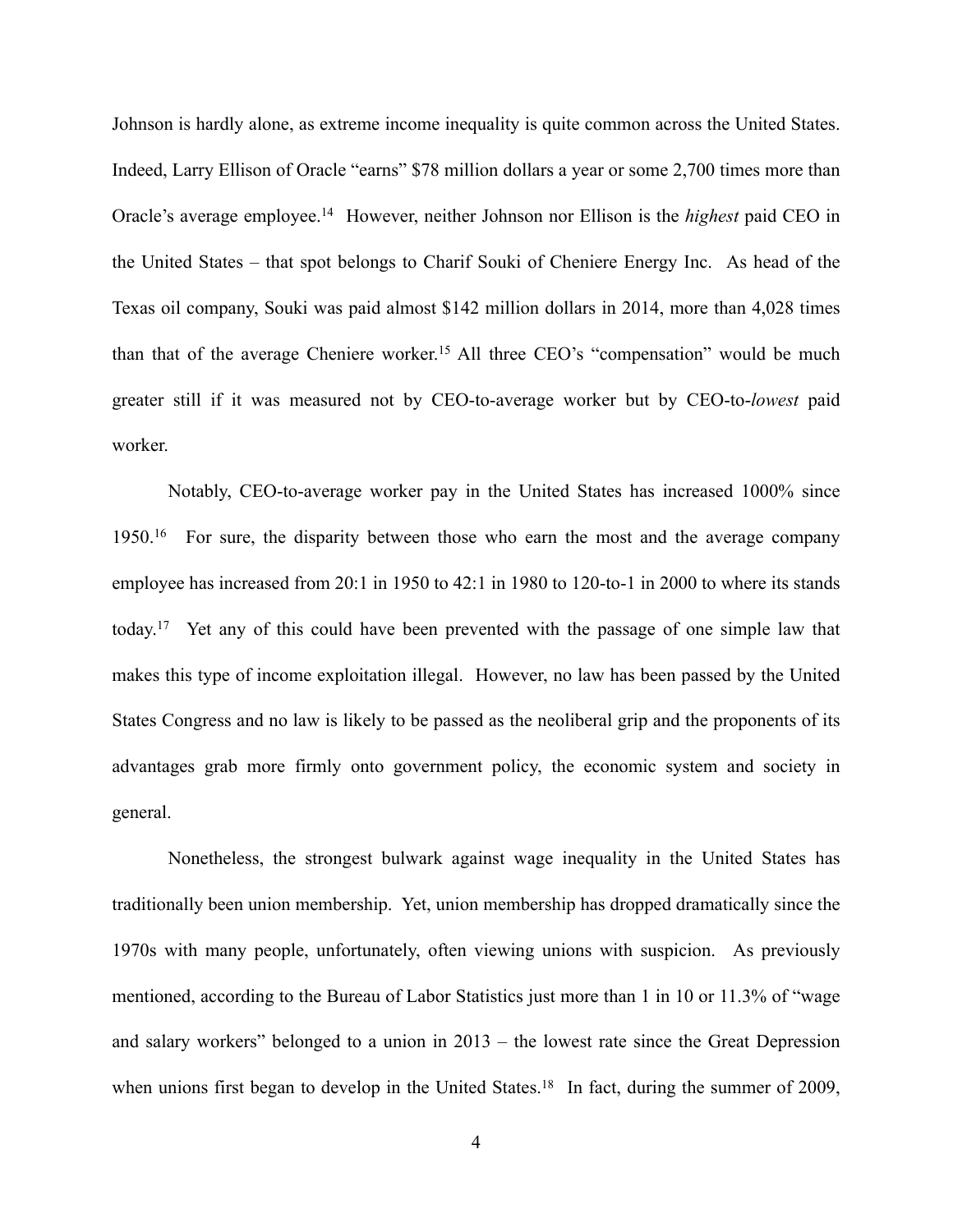Johnson is hardly alone, as extreme income inequality is quite common across the United States. Indeed, Larry Ellison of Oracle "earns" $78 million dollars a year or some 2,700 times more than Oracle's average employee.[14] However, neither Johnson nor Ellison is the *highest* paid CEO in the United States – that spot belongs to Charif Souki of Cheniere Energy Inc. As head of the Texas oil company, Souki was paid almost $142 million dollars in 2014, more than 4,028 times than that of the average Cheniere worker.[15] All three CEO's "compensation" would be much greater still if it was measured not by CEO-to-average worker but by CEO-to-*lowest* paid worker.

Notably, CEO-to-average worker pay in the United States has increased 1000% since 1950.[16] For sure, the disparity between those who earn the most and the average company employee has increased from 20:1 in 1950 to 42:1 in 1980 to 120-to-1 in 2000 to where its stands today.[17] Yet any of this could have been prevented with the passage of one simple law that makes this type of income exploitation illegal. However, no law has been passed by the United States Congress and no law is likely to be passed as the neoliberal grip and the proponents of its advantages grab more firmly onto government policy, the economic system and society in general.

Nonetheless, the strongest bulwark against wage inequality in the United States has traditionally been union membership. Yet, union membership has dropped dramatically since the 1970s with many people, unfortunately, often viewing unions with suspicion. As previously mentioned, according to the Bureau of Labor Statistics just more than 1 in 10 or 11.3% of "wage and salary workers" belonged to a union in 2013 – the lowest rate since the Great Depression when unions first began to develop in the United States.[18] In fact, during the summer of 2009,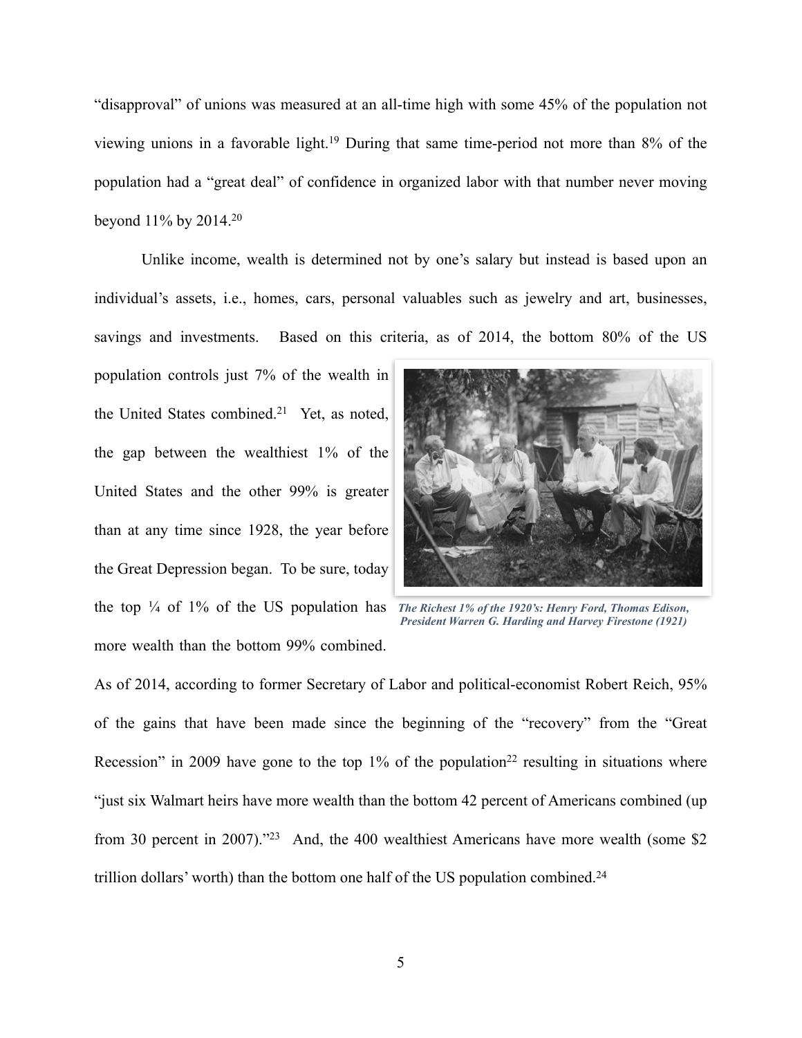"disapproval" of unions was measured at an all-time high with some 45% of the population not viewing unions in a favorable light.[19] During that same time-period not more than 8% of the population had a "great deal" of confidence in organized labor with that number never moving beyond 11% by 2014.[20]

Unlike income, wealth is determined not by one's salary but instead is based upon an individual's assets, i.e., homes, cars, personal valuables such as jewelry and art, businesses, savings and investments. Based on this criteria, as of 2014, the bottom 80% of the US population controls just 7% of the wealth in the United States combined.[21] Yet, as noted, the gap between the wealthiest 1% of the United States and the other 99% is greater than at any time since 1928, the year before the Great Depression began. To be sure, today the top ¼ of 1% of the US population has more wealth than the bottom 99% combined.

***The Richest 1% of the 1920's: Henry Ford, Thomas Edison, President Warren G. Harding and Harvey Firestone (1921)***

As of 2014, according to former Secretary of Labor and political-economist Robert Reich, 95% of the gains that have been made since the beginning of the "recovery" from the "Great Recession" in 2009 have gone to the top 1% of the population[22] resulting in situations where "just six Walmart heirs have more wealth than the bottom 42 percent of Americans combined (up from 30 percent in 2007)."[23] And, the 400 wealthiest Americans have more wealth (some $2 trillion dollars' worth) than the bottom one half of the US population combined.[24]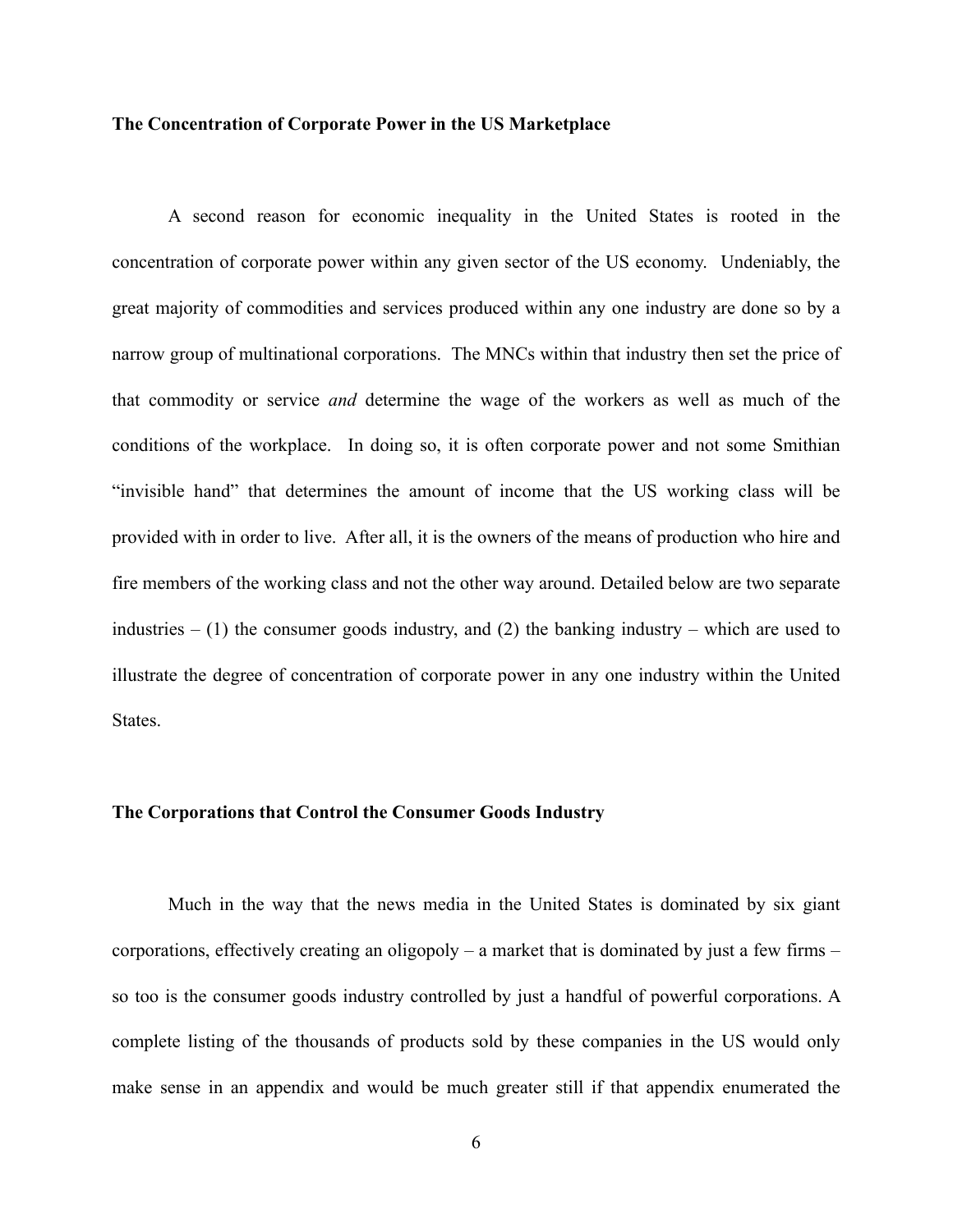**The Concentration of Corporate Power in the US Marketplace**

A second reason for economic inequality in the United States is rooted in the concentration of corporate power within any given sector of the US economy. Undeniably, the great majority of commodities and services produced within any one industry are done so by a narrow group of multinational corporations. The MNCs within that industry then set the price of that commodity or service *and* determine the wage of the workers as well as much of the conditions of the workplace. In doing so, it is often corporate power and not some Smithian "invisible hand" that determines the amount of income that the US working class will be provided with in order to live. After all, it is the owners of the means of production who hire and fire members of the working class and not the other way around. Detailed below are two separate industries – (1) the consumer goods industry, and (2) the banking industry – which are used to illustrate the degree of concentration of corporate power in any one industry within the United States.

**The Corporations that Control the Consumer Goods Industry**

Much in the way that the news media in the United States is dominated by six giant corporations, effectively creating an oligopoly – a market that is dominated by just a few firms – so too is the consumer goods industry controlled by just a handful of powerful corporations. A complete listing of the thousands of products sold by these companies in the US would only make sense in an appendix and would be much greater still if that appendix enumerated the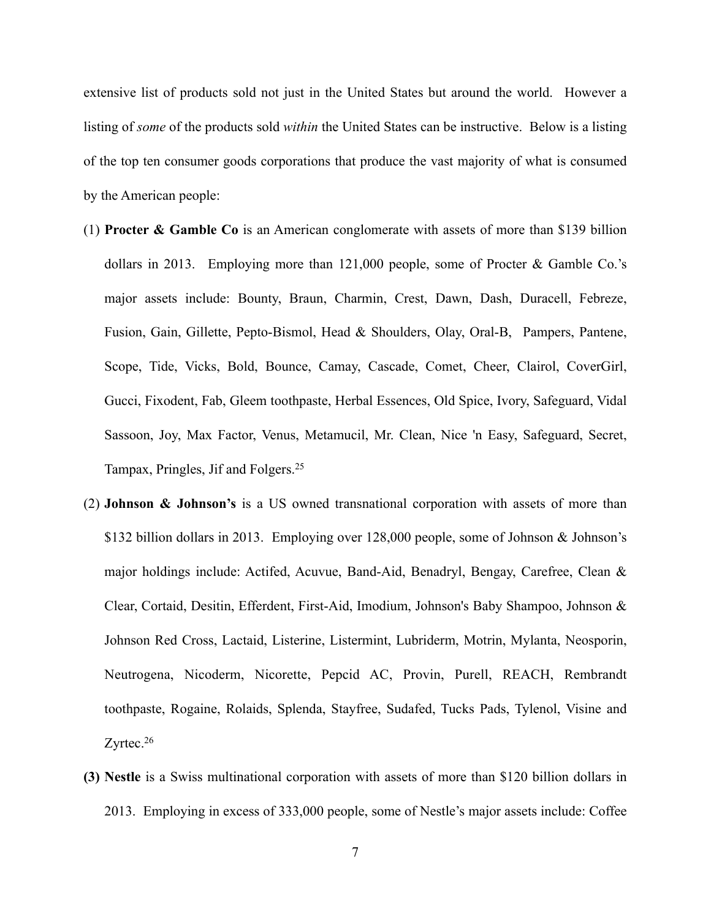extensive list of products sold not just in the United States but around the world. However a listing of *some* of the products sold *within* the United States can be instructive. Below is a listing of the top ten consumer goods corporations that produce the vast majority of what is consumed by the American people:

(1) **Procter & Gamble Co** is an American conglomerate with assets of more than $139 billion dollars in 2013. Employing more than 121,000 people, some of Procter & Gamble Co.'s major assets include: Bounty, Braun, Charmin, Crest, Dawn, Dash, Duracell, Febreze, Fusion, Gain, Gillette, Pepto-Bismol, Head & Shoulders, Olay, Oral-B, Pampers, Pantene, Scope, Tide, Vicks, Bold, Bounce, Camay, Cascade, Comet, Cheer, Clairol, CoverGirl, Gucci, Fixodent, Fab, Gleem toothpaste, Herbal Essences, Old Spice, Ivory, Safeguard, Vidal Sassoon, Joy, Max Factor, Venus, Metamucil, Mr. Clean, Nice 'n Easy, Safeguard, Secret, Tampax, Pringles, Jif and Folgers.[25]

(2) **Johnson & Johnson's** is a US owned transnational corporation with assets of more than $132 billion dollars in 2013. Employing over 128,000 people, some of Johnson & Johnson's major holdings include: Actifed, Acuvue, Band-Aid, Benadryl, Bengay, Carefree, Clean & Clear, Cortaid, Desitin, Efferdent, First-Aid, Imodium, Johnson's Baby Shampoo, Johnson & Johnson Red Cross, Lactaid, Listerine, Listermint, Lubriderm, Motrin, Mylanta, Neosporin, Neutrogena, Nicoderm, Nicorette, Pepcid AC, Provin, Purell, REACH, Rembrandt toothpaste, Rogaine, Rolaids, Splenda, Stayfree, Sudafed, Tucks Pads, Tylenol, Visine and Zyrtec.[26]

**(3) Nestle** is a Swiss multinational corporation with assets of more than $120 billion dollars in 2013. Employing in excess of 333,000 people, some of Nestle's major assets include: Coffee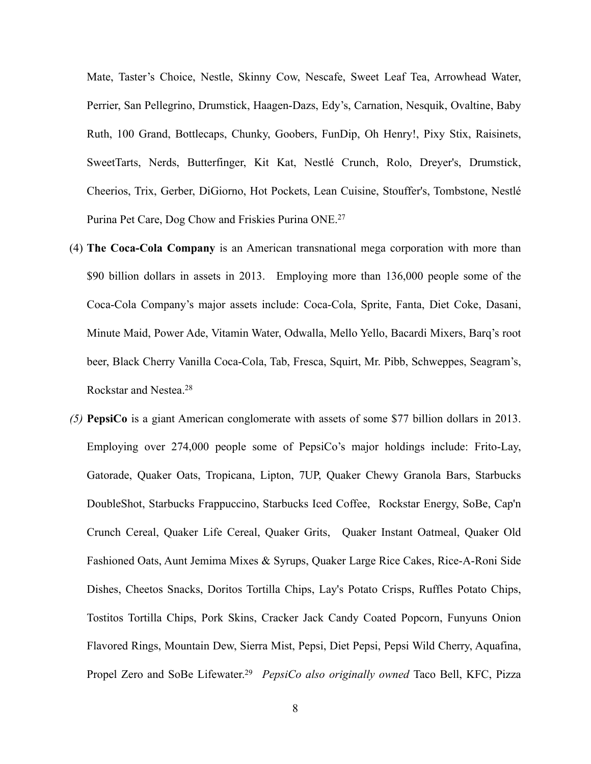Mate, Taster's Choice, Nestle, Skinny Cow, Nescafe, Sweet Leaf Tea, Arrowhead Water, Perrier, San Pellegrino, Drumstick, Haagen-Dazs, Edy's, Carnation, Nesquik, Ovaltine, Baby Ruth, 100 Grand, Bottlecaps, Chunky, Goobers, FunDip, Oh Henry!, Pixy Stix, Raisinets, SweetTarts, Nerds, Butterfinger, Kit Kat, Nestlé Crunch, Rolo, Dreyer's, Drumstick, Cheerios, Trix, Gerber, DiGiorno, Hot Pockets, Lean Cuisine, Stouffer's, Tombstone, Nestlé Purina Pet Care, Dog Chow and Friskies Purina ONE.[27]

(4) **The Coca-Cola Company** is an American transnational mega corporation with more than $90 billion dollars in assets in 2013. Employing more than 136,000 people some of the Coca-Cola Company's major assets include: Coca-Cola, Sprite, Fanta, Diet Coke, Dasani, Minute Maid, Power Ade, Vitamin Water, Odwalla, Mello Yello, Bacardi Mixers, Barq's root beer, Black Cherry Vanilla Coca-Cola, Tab, Fresca, Squirt, Mr. Pibb, Schweppes, Seagram's, Rockstar and Nestea.[28]

*(5)* **PepsiCo** is a giant American conglomerate with assets of some $77 billion dollars in 2013. Employing over 274,000 people some of PepsiCo's major holdings include: Frito-Lay, Gatorade, Quaker Oats, Tropicana, Lipton, 7UP, Quaker Chewy Granola Bars, Starbucks DoubleShot, Starbucks Frappuccino, Starbucks Iced Coffee, Rockstar Energy, SoBe, Cap'n Crunch Cereal, Quaker Life Cereal, Quaker Grits, Quaker Instant Oatmeal, Quaker Old Fashioned Oats, Aunt Jemima Mixes & Syrups, Quaker Large Rice Cakes, Rice-A-Roni Side Dishes, Cheetos Snacks, Doritos Tortilla Chips, Lay's Potato Crisps, Ruffles Potato Chips, Tostitos Tortilla Chips, Pork Skins, Cracker Jack Candy Coated Popcorn, Funyuns Onion Flavored Rings, Mountain Dew, Sierra Mist, Pepsi, Diet Pepsi, Pepsi Wild Cherry, Aquafina, Propel Zero and SoBe Lifewater.[29] *PepsiCo also originally owned* Taco Bell, KFC, Pizza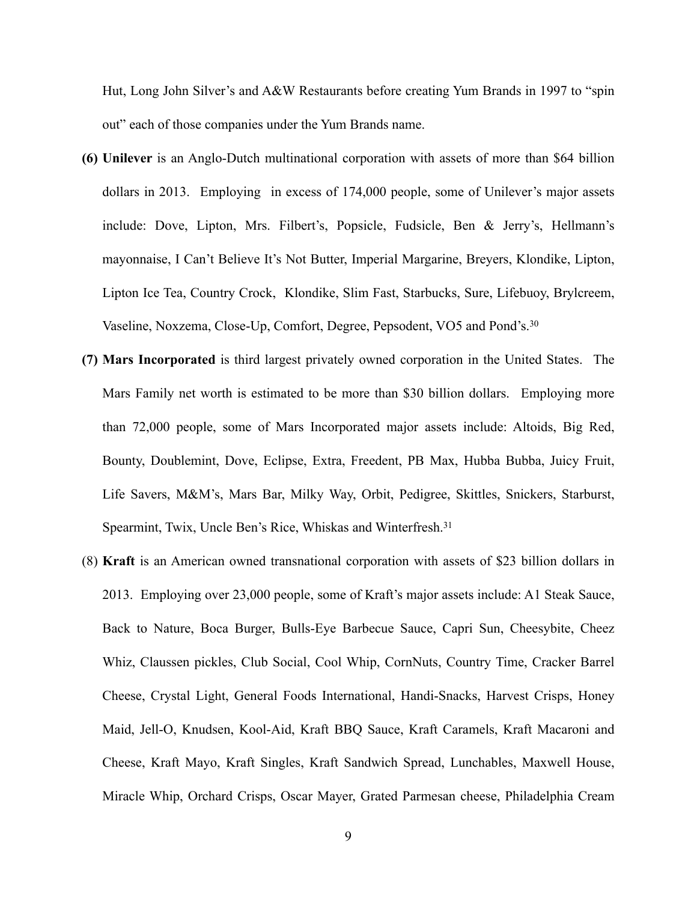Hut, Long John Silver's and A&W Restaurants before creating Yum Brands in 1997 to "spin out" each of those companies under the Yum Brands name.

**(6) Unilever** is an Anglo-Dutch multinational corporation with assets of more than $64 billion dollars in 2013. Employing in excess of 174,000 people, some of Unilever's major assets include: Dove, Lipton, Mrs. Filbert's, Popsicle, Fudsicle, Ben & Jerry's, Hellmann's mayonnaise, I Can't Believe It's Not Butter, Imperial Margarine, Breyers, Klondike, Lipton, Lipton Ice Tea, Country Crock, Klondike, Slim Fast, Starbucks, Sure, Lifebuoy, Brylcreem, Vaseline, Noxzema, Close-Up, Comfort, Degree, Pepsodent, VO5 and Pond's.[30]

**(7) Mars Incorporated** is third largest privately owned corporation in the United States. The Mars Family net worth is estimated to be more than $30 billion dollars. Employing more than 72,000 people, some of Mars Incorporated major assets include: Altoids, Big Red, Bounty, Doublemint, Dove, Eclipse, Extra, Freedent, PB Max, Hubba Bubba, Juicy Fruit, Life Savers, M&M's, Mars Bar, Milky Way, Orbit, Pedigree, Skittles, Snickers, Starburst, Spearmint, Twix, Uncle Ben's Rice, Whiskas and Winterfresh.[31]

(8) **Kraft** is an American owned transnational corporation with assets of $23 billion dollars in 2013. Employing over 23,000 people, some of Kraft's major assets include: A1 Steak Sauce, Back to Nature, Boca Burger, Bulls-Eye Barbecue Sauce, Capri Sun, Cheesybite, Cheez Whiz, Claussen pickles, Club Social, Cool Whip, CornNuts, Country Time, Cracker Barrel Cheese, Crystal Light, General Foods International, Handi-Snacks, Harvest Crisps, Honey Maid, Jell-O, Knudsen, Kool-Aid, Kraft BBQ Sauce, Kraft Caramels, Kraft Macaroni and Cheese, Kraft Mayo, Kraft Singles, Kraft Sandwich Spread, Lunchables, Maxwell House, Miracle Whip, Orchard Crisps, Oscar Mayer, Grated Parmesan cheese, Philadelphia Cream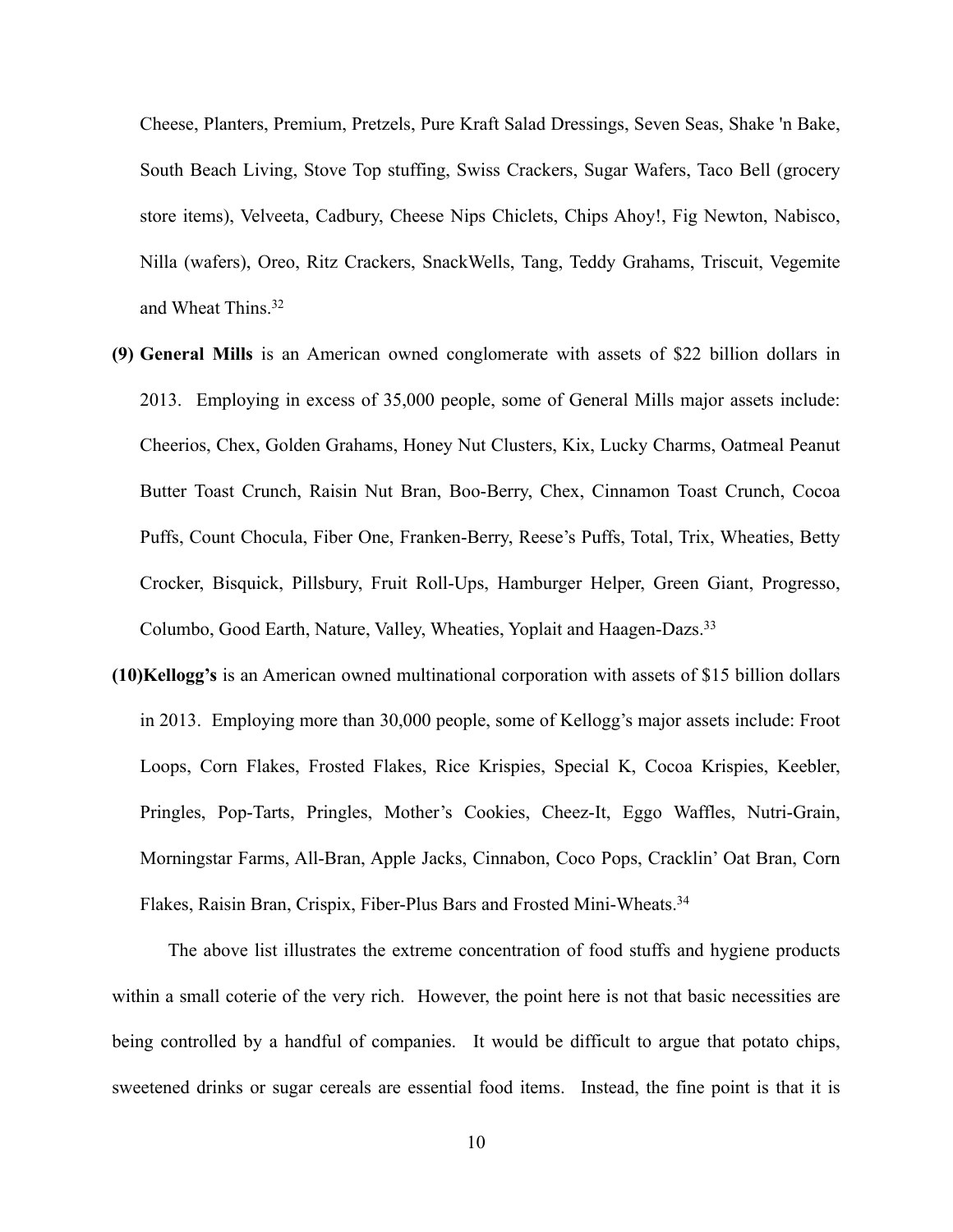Cheese, Planters, Premium, Pretzels, Pure Kraft Salad Dressings, Seven Seas, Shake 'n Bake, South Beach Living, Stove Top stuffing, Swiss Crackers, Sugar Wafers, Taco Bell (grocery store items), Velveeta, Cadbury, Cheese Nips Chiclets, Chips Ahoy!, Fig Newton, Nabisco, Nilla (wafers), Oreo, Ritz Crackers, SnackWells, Tang, Teddy Grahams, Triscuit, Vegemite and Wheat Thins.[32]

**(9) General Mills** is an American owned conglomerate with assets of $22 billion dollars in 2013. Employing in excess of 35,000 people, some of General Mills major assets include: Cheerios, Chex, Golden Grahams, Honey Nut Clusters, Kix, Lucky Charms, Oatmeal Peanut Butter Toast Crunch, Raisin Nut Bran, Boo-Berry, Chex, Cinnamon Toast Crunch, Cocoa Puffs, Count Chocula, Fiber One, Franken-Berry, Reese's Puffs, Total, Trix, Wheaties, Betty Crocker, Bisquick, Pillsbury, Fruit Roll-Ups, Hamburger Helper, Green Giant, Progresso, Columbo, Good Earth, Nature, Valley, Wheaties, Yoplait and Haagen-Dazs.[33]

**(10)Kellogg's** is an American owned multinational corporation with assets of $15 billion dollars in 2013. Employing more than 30,000 people, some of Kellogg's major assets include: Froot Loops, Corn Flakes, Frosted Flakes, Rice Krispies, Special K, Cocoa Krispies, Keebler, Pringles, Pop-Tarts, Pringles, Mother's Cookies, Cheez-It, Eggo Waffles, Nutri-Grain, Morningstar Farms, All-Bran, Apple Jacks, Cinnabon, Coco Pops, Cracklin' Oat Bran, Corn Flakes, Raisin Bran, Crispix, Fiber-Plus Bars and Frosted Mini-Wheats.[34]

The above list illustrates the extreme concentration of food stuffs and hygiene products within a small coterie of the very rich. However, the point here is not that basic necessities are being controlled by a handful of companies. It would be difficult to argue that potato chips, sweetened drinks or sugar cereals are essential food items. Instead, the fine point is that it is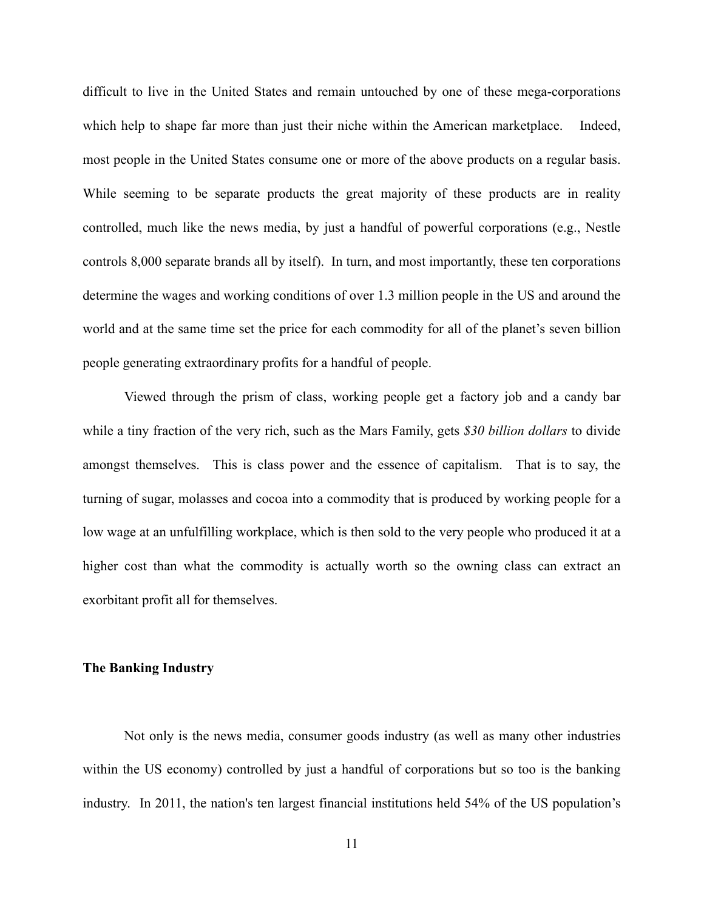difficult to live in the United States and remain untouched by one of these mega-corporations which help to shape far more than just their niche within the American marketplace. Indeed, most people in the United States consume one or more of the above products on a regular basis. While seeming to be separate products the great majority of these products are in reality controlled, much like the news media, by just a handful of powerful corporations (e.g., Nestle controls 8,000 separate brands all by itself). In turn, and most importantly, these ten corporations determine the wages and working conditions of over 1.3 million people in the US and around the world and at the same time set the price for each commodity for all of the planet's seven billion people generating extraordinary profits for a handful of people.

Viewed through the prism of class, working people get a factory job and a candy bar while a tiny fraction of the very rich, such as the Mars Family, gets *$30 billion dollars* to divide amongst themselves. This is class power and the essence of capitalism. That is to say, the turning of sugar, molasses and cocoa into a commodity that is produced by working people for a low wage at an unfulfilling workplace, which is then sold to the very people who produced it at a higher cost than what the commodity is actually worth so the owning class can extract an exorbitant profit all for themselves.

**The Banking Industry**

Not only is the news media, consumer goods industry (as well as many other industries within the US economy) controlled by just a handful of corporations but so too is the banking industry. In 2011, the nation's ten largest financial institutions held 54% of the US population's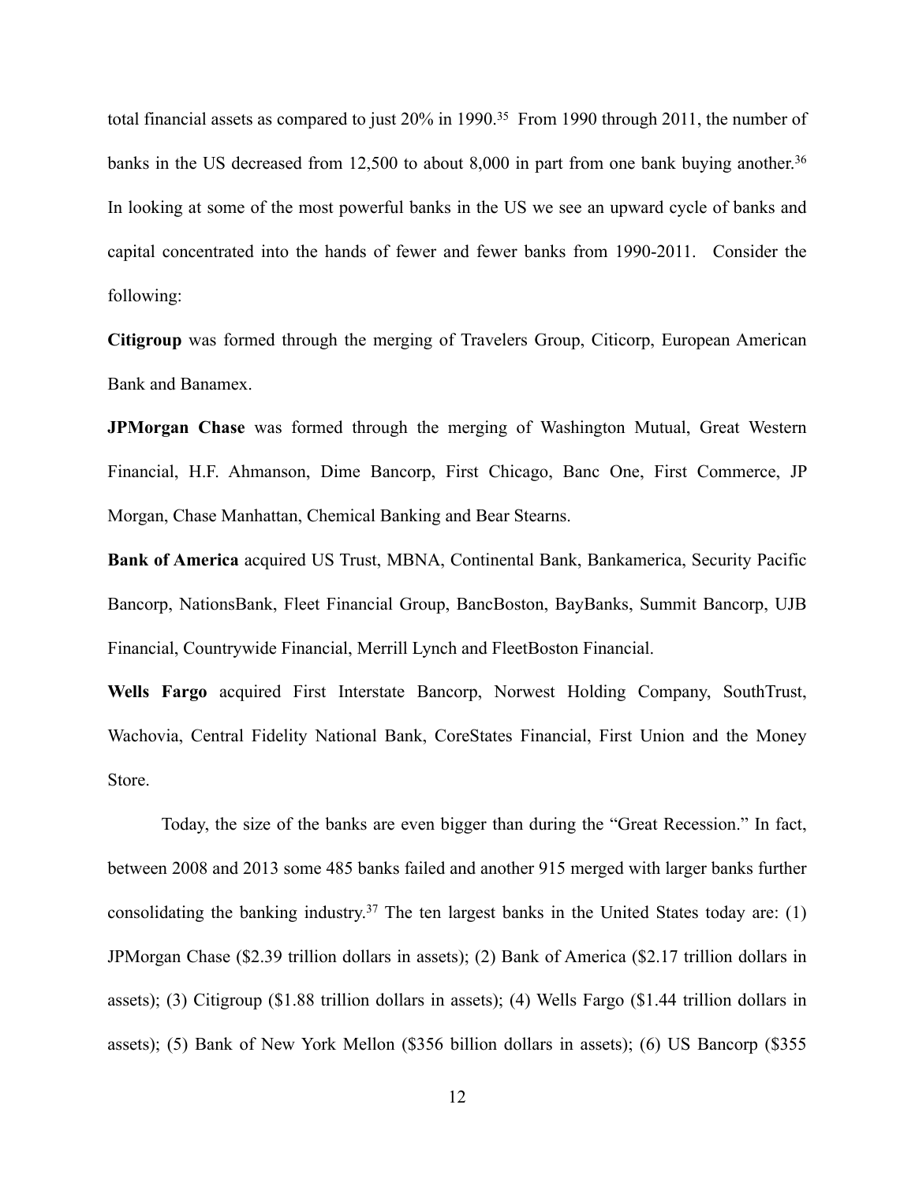total financial assets as compared to just 20% in 1990.[35] From 1990 through 2011, the number of banks in the US decreased from 12,500 to about 8,000 in part from one bank buying another.[36] In looking at some of the most powerful banks in the US we see an upward cycle of banks and capital concentrated into the hands of fewer and fewer banks from 1990-2011. Consider the following:

**Citigroup** was formed through the merging of Travelers Group, Citicorp, European American Bank and Banamex.

**JPMorgan Chase** was formed through the merging of Washington Mutual, Great Western Financial, H.F. Ahmanson, Dime Bancorp, First Chicago, Banc One, First Commerce, JP Morgan, Chase Manhattan, Chemical Banking and Bear Stearns.

**Bank of America** acquired US Trust, MBNA, Continental Bank, Bankamerica, Security Pacific Bancorp, NationsBank, Fleet Financial Group, BancBoston, BayBanks, Summit Bancorp, UJB Financial, Countrywide Financial, Merrill Lynch and FleetBoston Financial.

**Wells Fargo** acquired First Interstate Bancorp, Norwest Holding Company, SouthTrust, Wachovia, Central Fidelity National Bank, CoreStates Financial, First Union and the Money Store.

Today, the size of the banks are even bigger than during the "Great Recession." In fact, between 2008 and 2013 some 485 banks failed and another 915 merged with larger banks further consolidating the banking industry.[37] The ten largest banks in the United States today are: (1) JPMorgan Chase ($2.39 trillion dollars in assets); (2) Bank of America ($2.17 trillion dollars in assets); (3) Citigroup ($1.88 trillion dollars in assets); (4) Wells Fargo ($1.44 trillion dollars in assets); (5) Bank of New York Mellon ($356 billion dollars in assets); (6) US Bancorp ($355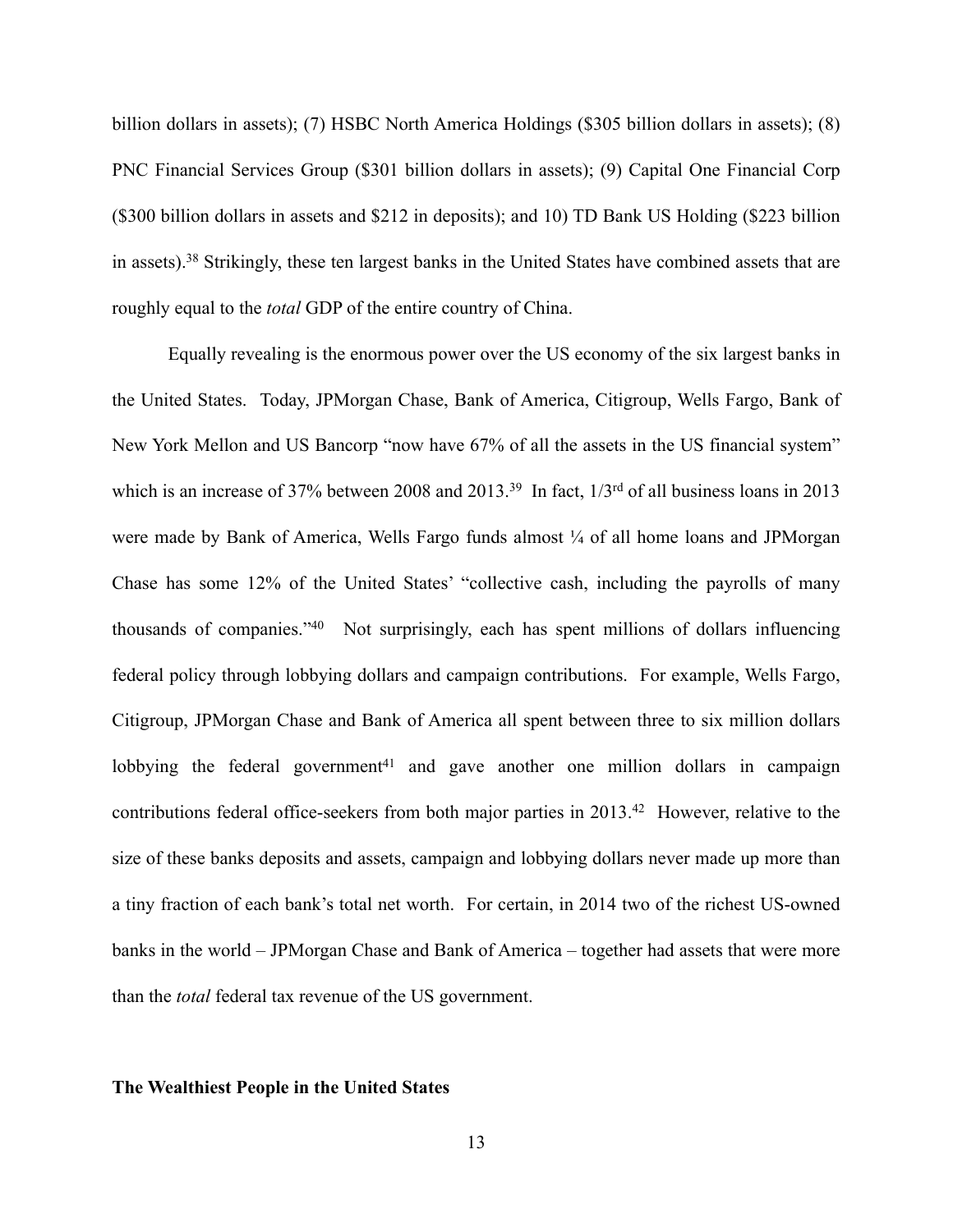billion dollars in assets); (7) HSBC North America Holdings ($305 billion dollars in assets); (8) PNC Financial Services Group ($301 billion dollars in assets); (9) Capital One Financial Corp ($300 billion dollars in assets and $212 in deposits); and 10) TD Bank US Holding ($223 billion in assets).[38] Strikingly, these ten largest banks in the United States have combined assets that are roughly equal to the *total* GDP of the entire country of China.

Equally revealing is the enormous power over the US economy of the six largest banks in the United States. Today, JPMorgan Chase, Bank of America, Citigroup, Wells Fargo, Bank of New York Mellon and US Bancorp "now have 67% of all the assets in the US financial system" which is an increase of 37% between 2008 and 2013.[39] In fact, 1/3rd of all business loans in 2013 were made by Bank of America, Wells Fargo funds almost ¼ of all home loans and JPMorgan Chase has some 12% of the United States' "collective cash, including the payrolls of many thousands of companies."[40] Not surprisingly, each has spent millions of dollars influencing federal policy through lobbying dollars and campaign contributions. For example, Wells Fargo, Citigroup, JPMorgan Chase and Bank of America all spent between three to six million dollars lobbying the federal government[41] and gave another one million dollars in campaign contributions federal office-seekers from both major parties in 2013.[42] However, relative to the size of these banks deposits and assets, campaign and lobbying dollars never made up more than a tiny fraction of each bank's total net worth. For certain, in 2014 two of the richest US-owned banks in the world – JPMorgan Chase and Bank of America – together had assets that were more than the *total* federal tax revenue of the US government.

**The Wealthiest People in the United States**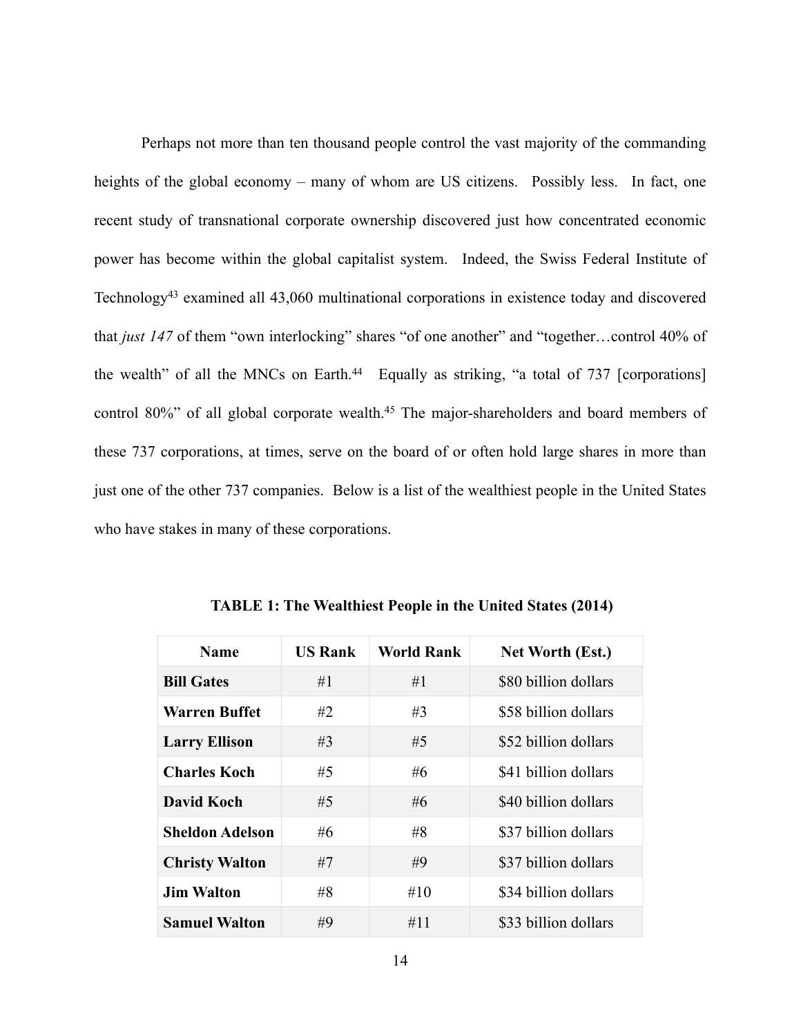Perhaps not more than ten thousand people control the vast majority of the commanding heights of the global economy – many of whom are US citizens. Possibly less. In fact, one recent study of transnational corporate ownership discovered just how concentrated economic power has become within the global capitalist system. Indeed, the Swiss Federal Institute of Technology[43] examined all 43,060 multinational corporations in existence today and discovered that *just 147* of them "own interlocking" shares "of one another" and "together…control 40% of the wealth" of all the MNCs on Earth.[44] Equally as striking, "a total of 737 [corporations] control 80%" of all global corporate wealth.[45] The major-shareholders and board members of these 737 corporations, at times, serve on the board of or often hold large shares in more than just one of the other 737 companies. Below is a list of the wealthiest people in the United States who have stakes in many of these corporations.

**TABLE 1: The Wealthiest People in the United States (2014)**

| Name | US Rank | World Rank | Net Worth (Est.) |
|---|---|---|---|
| **Bill Gates** | #1 | #1 | $80 billion dollars |
| **Warren Buffet** | #2 | #3 | $58 billion dollars |
| **Larry Ellison** | #3 | #5 | $52 billion dollars |
| **Charles Koch** | #5 | #6 | $41 billion dollars |
| **David Koch** | #5 | #6 | $40 billion dollars |
| **Sheldon Adelson** | #6 | #8 | $37 billion dollars |
| **Christy Walton** | #7 | #9 | $37 billion dollars |
| **Jim Walton** | #8 | #10 | $34 billion dollars |
| **Samuel Walton** | #9 | #11 | $33 billion dollars |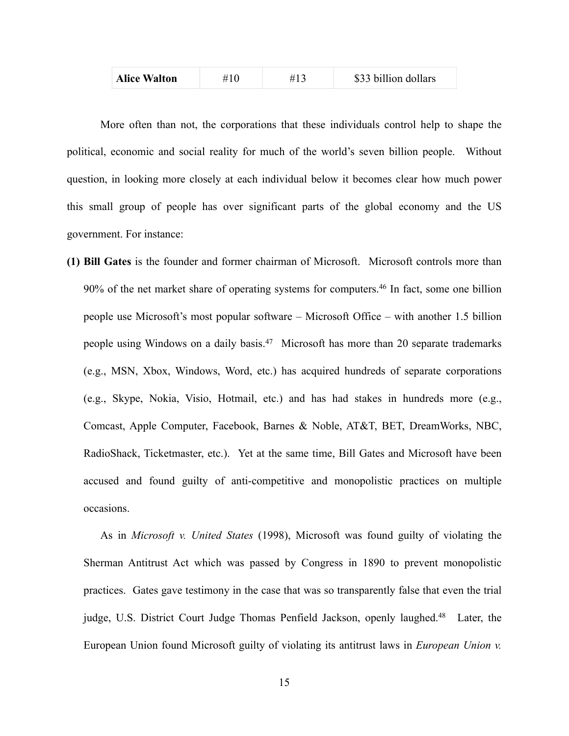| **Alice Walton** | #10 | #13 | $33 billion dollars |
|---|---|---|---|

More often than not, the corporations that these individuals control help to shape the political, economic and social reality for much of the world's seven billion people. Without question, in looking more closely at each individual below it becomes clear how much power this small group of people has over significant parts of the global economy and the US government. For instance:

**(1) Bill Gates** is the founder and former chairman of Microsoft. Microsoft controls more than 90% of the net market share of operating systems for computers.[46] In fact, some one billion people use Microsoft's most popular software – Microsoft Office – with another 1.5 billion people using Windows on a daily basis.[47] Microsoft has more than 20 separate trademarks (e.g., MSN, Xbox, Windows, Word, etc.) has acquired hundreds of separate corporations (e.g., Skype, Nokia, Visio, Hotmail, etc.) and has had stakes in hundreds more (e.g., Comcast, Apple Computer, Facebook, Barnes & Noble, AT&T, BET, DreamWorks, NBC, RadioShack, Ticketmaster, etc.). Yet at the same time, Bill Gates and Microsoft have been accused and found guilty of anti-competitive and monopolistic practices on multiple occasions.

As in *Microsoft v. United States* (1998), Microsoft was found guilty of violating the Sherman Antitrust Act which was passed by Congress in 1890 to prevent monopolistic practices. Gates gave testimony in the case that was so transparently false that even the trial judge, U.S. District Court Judge Thomas Penfield Jackson, openly laughed.[48] Later, the European Union found Microsoft guilty of violating its antitrust laws in *European Union v.*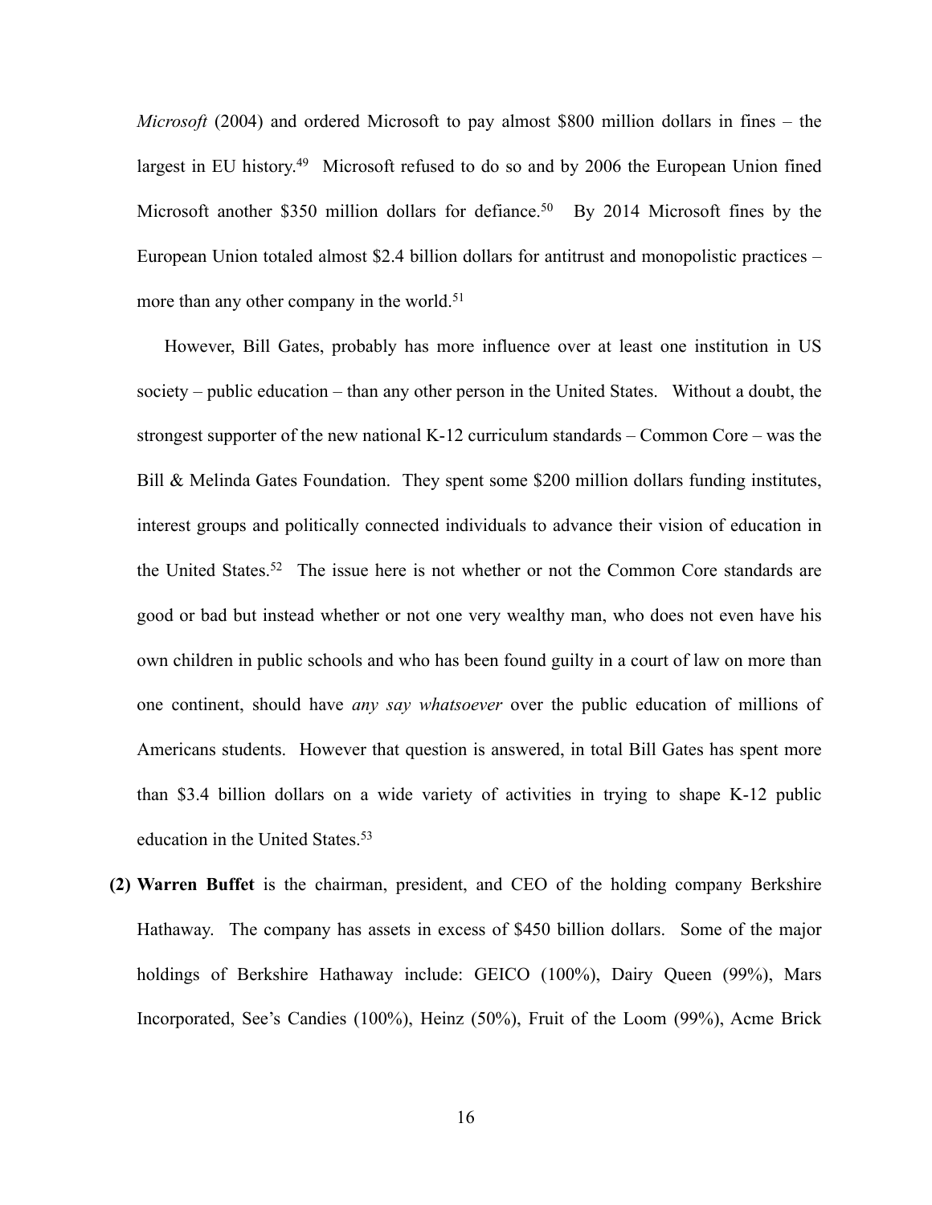*Microsoft* (2004) and ordered Microsoft to pay almost $800 million dollars in fines – the largest in EU history.[49] Microsoft refused to do so and by 2006 the European Union fined Microsoft another $350 million dollars for defiance.[50] By 2014 Microsoft fines by the European Union totaled almost $2.4 billion dollars for antitrust and monopolistic practices – more than any other company in the world.[51]

However, Bill Gates, probably has more influence over at least one institution in US society – public education – than any other person in the United States. Without a doubt, the strongest supporter of the new national K-12 curriculum standards – Common Core – was the Bill & Melinda Gates Foundation. They spent some $200 million dollars funding institutes, interest groups and politically connected individuals to advance their vision of education in the United States.[52] The issue here is not whether or not the Common Core standards are good or bad but instead whether or not one very wealthy man, who does not even have his own children in public schools and who has been found guilty in a court of law on more than one continent, should have *any say whatsoever* over the public education of millions of Americans students. However that question is answered, in total Bill Gates has spent more than $3.4 billion dollars on a wide variety of activities in trying to shape K-12 public education in the United States.[53]

**(2) Warren Buffet** is the chairman, president, and CEO of the holding company Berkshire Hathaway. The company has assets in excess of $450 billion dollars. Some of the major holdings of Berkshire Hathaway include: GEICO (100%), Dairy Queen (99%), Mars Incorporated, See's Candies (100%), Heinz (50%), Fruit of the Loom (99%), Acme Brick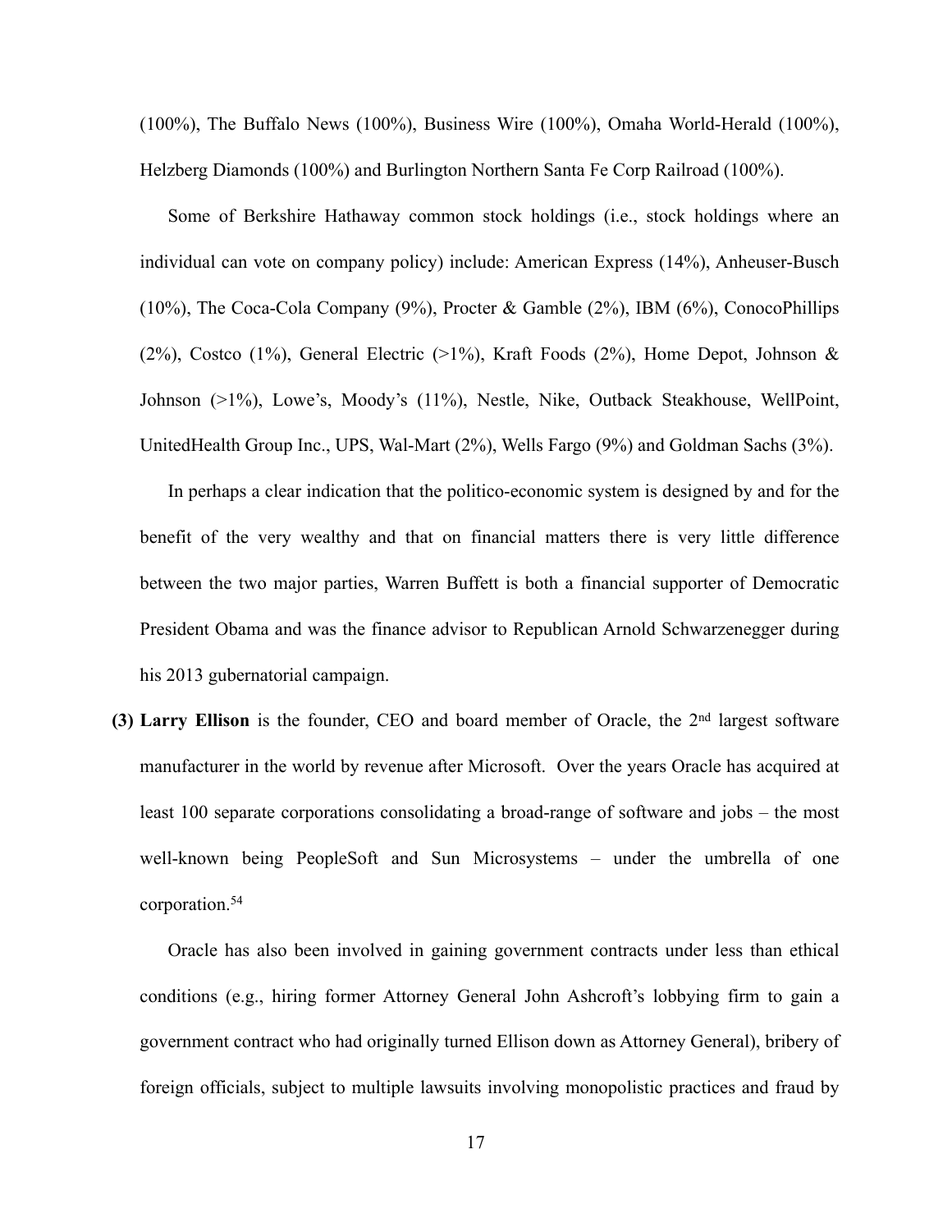(100%), The Buffalo News (100%), Business Wire (100%), Omaha World-Herald (100%), Helzberg Diamonds (100%) and Burlington Northern Santa Fe Corp Railroad (100%).

Some of Berkshire Hathaway common stock holdings (i.e., stock holdings where an individual can vote on company policy) include: American Express (14%), Anheuser-Busch (10%), The Coca-Cola Company (9%), Procter & Gamble (2%), IBM (6%), ConocoPhillips (2%), Costco (1%), General Electric (>1%), Kraft Foods (2%), Home Depot, Johnson & Johnson (>1%), Lowe's, Moody's (11%), Nestle, Nike, Outback Steakhouse, WellPoint, UnitedHealth Group Inc., UPS, Wal-Mart (2%), Wells Fargo (9%) and Goldman Sachs (3%).

In perhaps a clear indication that the politico-economic system is designed by and for the benefit of the very wealthy and that on financial matters there is very little difference between the two major parties, Warren Buffett is both a financial supporter of Democratic President Obama and was the finance advisor to Republican Arnold Schwarzenegger during his 2013 gubernatorial campaign.

**(3) Larry Ellison** is the founder, CEO and board member of Oracle, the 2nd largest software manufacturer in the world by revenue after Microsoft. Over the years Oracle has acquired at least 100 separate corporations consolidating a broad-range of software and jobs – the most well-known being PeopleSoft and Sun Microsystems – under the umbrella of one corporation.[54]

Oracle has also been involved in gaining government contracts under less than ethical conditions (e.g., hiring former Attorney General John Ashcroft's lobbying firm to gain a government contract who had originally turned Ellison down as Attorney General), bribery of foreign officials, subject to multiple lawsuits involving monopolistic practices and fraud by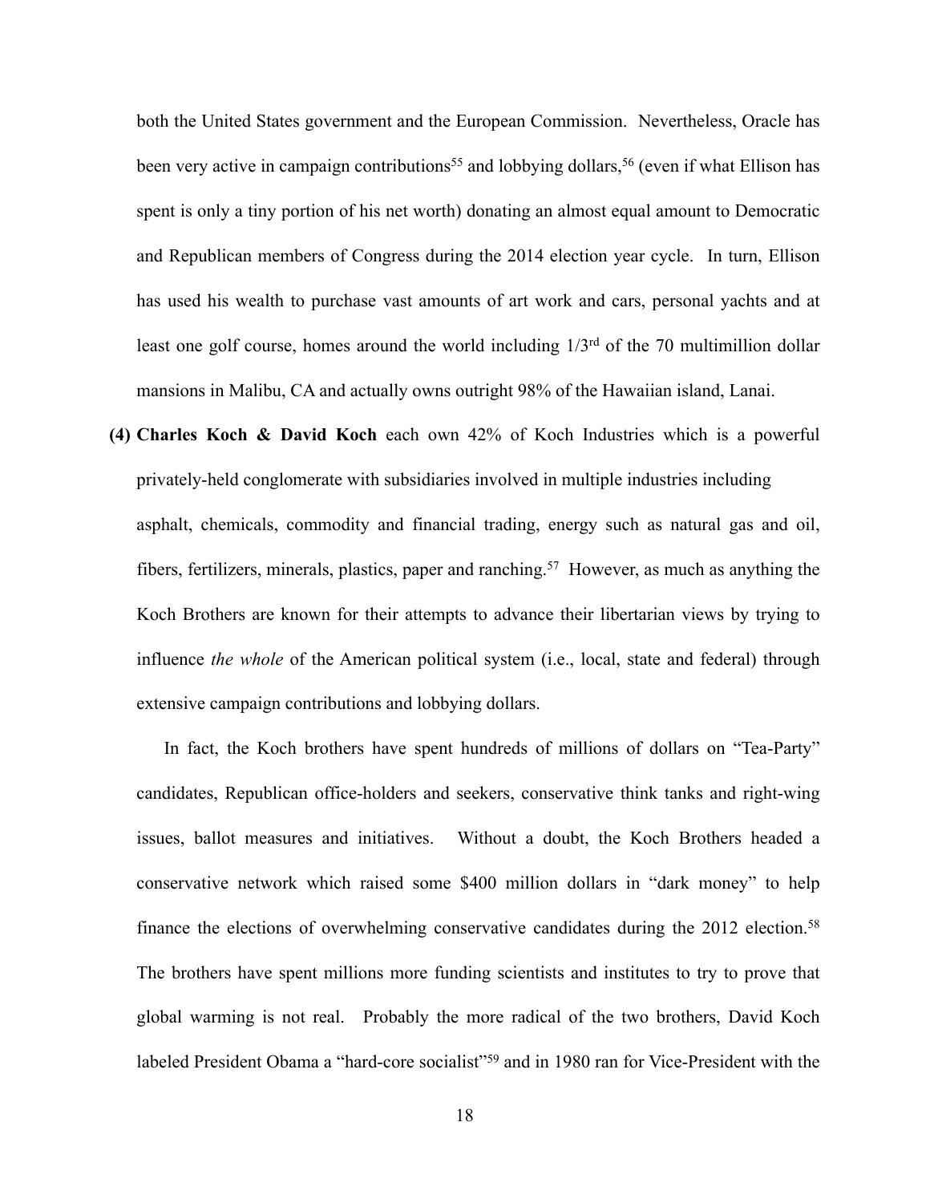both the United States government and the European Commission. Nevertheless, Oracle has been very active in campaign contributions[55] and lobbying dollars,[56] (even if what Ellison has spent is only a tiny portion of his net worth) donating an almost equal amount to Democratic and Republican members of Congress during the 2014 election year cycle. In turn, Ellison has used his wealth to purchase vast amounts of art work and cars, personal yachts and at least one golf course, homes around the world including 1/3rd of the 70 multimillion dollar mansions in Malibu, CA and actually owns outright 98% of the Hawaiian island, Lanai.

**(4) Charles Koch & David Koch** each own 42% of Koch Industries which is a powerful privately-held conglomerate with subsidiaries involved in multiple industries including asphalt, chemicals, commodity and financial trading, energy such as natural gas and oil, fibers, fertilizers, minerals, plastics, paper and ranching.[57] However, as much as anything the Koch Brothers are known for their attempts to advance their libertarian views by trying to influence *the whole* of the American political system (i.e., local, state and federal) through extensive campaign contributions and lobbying dollars.

In fact, the Koch brothers have spent hundreds of millions of dollars on "Tea-Party" candidates, Republican office-holders and seekers, conservative think tanks and right-wing issues, ballot measures and initiatives. Without a doubt, the Koch Brothers headed a conservative network which raised some $400 million dollars in "dark money" to help finance the elections of overwhelming conservative candidates during the 2012 election.[58] The brothers have spent millions more funding scientists and institutes to try to prove that global warming is not real. Probably the more radical of the two brothers, David Koch labeled President Obama a "hard-core socialist"[59] and in 1980 ran for Vice-President with the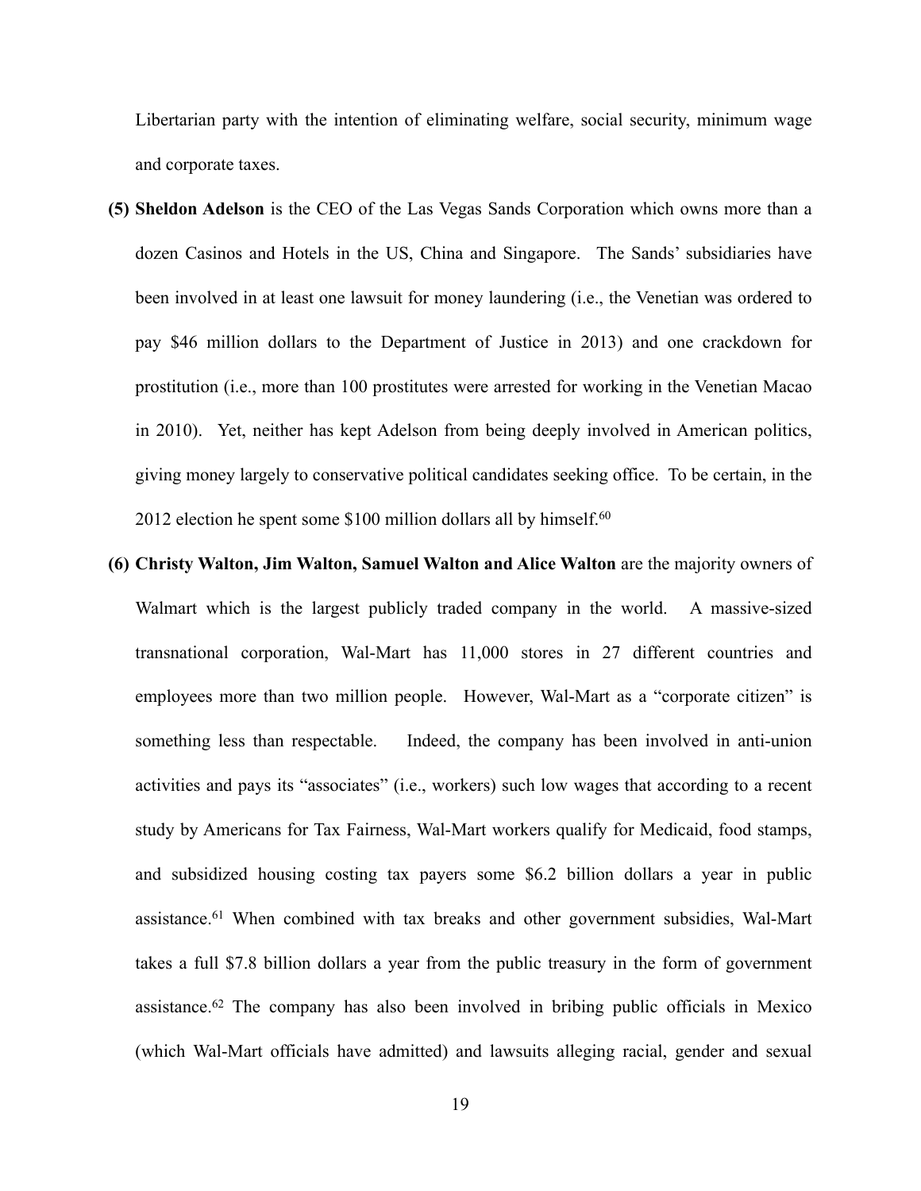Libertarian party with the intention of eliminating welfare, social security, minimum wage and corporate taxes.

**(5) Sheldon Adelson** is the CEO of the Las Vegas Sands Corporation which owns more than a dozen Casinos and Hotels in the US, China and Singapore. The Sands' subsidiaries have been involved in at least one lawsuit for money laundering (i.e., the Venetian was ordered to pay $46 million dollars to the Department of Justice in 2013) and one crackdown for prostitution (i.e., more than 100 prostitutes were arrested for working in the Venetian Macao in 2010). Yet, neither has kept Adelson from being deeply involved in American politics, giving money largely to conservative political candidates seeking office. To be certain, in the 2012 election he spent some $100 million dollars all by himself.[60]

**(6) Christy Walton, Jim Walton, Samuel Walton and Alice Walton** are the majority owners of Walmart which is the largest publicly traded company in the world. A massive-sized transnational corporation, Wal-Mart has 11,000 stores in 27 different countries and employees more than two million people. However, Wal-Mart as a "corporate citizen" is something less than respectable. Indeed, the company has been involved in anti-union activities and pays its "associates" (i.e., workers) such low wages that according to a recent study by Americans for Tax Fairness, Wal-Mart workers qualify for Medicaid, food stamps, and subsidized housing costing tax payers some $6.2 billion dollars a year in public assistance.[61] When combined with tax breaks and other government subsidies, Wal-Mart takes a full $7.8 billion dollars a year from the public treasury in the form of government assistance.[62] The company has also been involved in bribing public officials in Mexico (which Wal-Mart officials have admitted) and lawsuits alleging racial, gender and sexual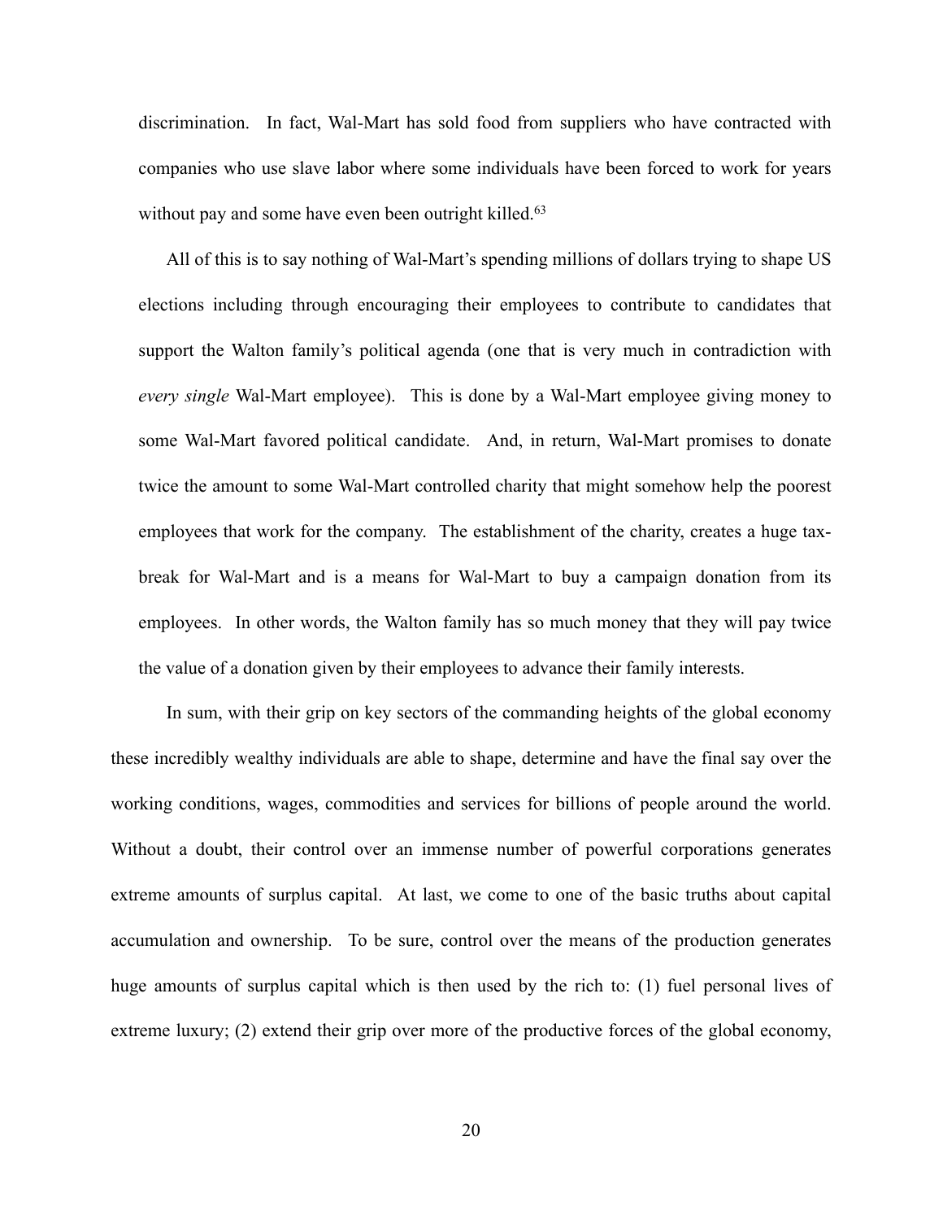discrimination. In fact, Wal-Mart has sold food from suppliers who have contracted with companies who use slave labor where some individuals have been forced to work for years without pay and some have even been outright killed.[63]

All of this is to say nothing of Wal-Mart's spending millions of dollars trying to shape US elections including through encouraging their employees to contribute to candidates that support the Walton family's political agenda (one that is very much in contradiction with *every single* Wal-Mart employee). This is done by a Wal-Mart employee giving money to some Wal-Mart favored political candidate. And, in return, Wal-Mart promises to donate twice the amount to some Wal-Mart controlled charity that might somehow help the poorest employees that work for the company. The establishment of the charity, creates a huge tax-break for Wal-Mart and is a means for Wal-Mart to buy a campaign donation from its employees. In other words, the Walton family has so much money that they will pay twice the value of a donation given by their employees to advance their family interests.

In sum, with their grip on key sectors of the commanding heights of the global economy these incredibly wealthy individuals are able to shape, determine and have the final say over the working conditions, wages, commodities and services for billions of people around the world. Without a doubt, their control over an immense number of powerful corporations generates extreme amounts of surplus capital. At last, we come to one of the basic truths about capital accumulation and ownership. To be sure, control over the means of the production generates huge amounts of surplus capital which is then used by the rich to: (1) fuel personal lives of extreme luxury; (2) extend their grip over more of the productive forces of the global economy,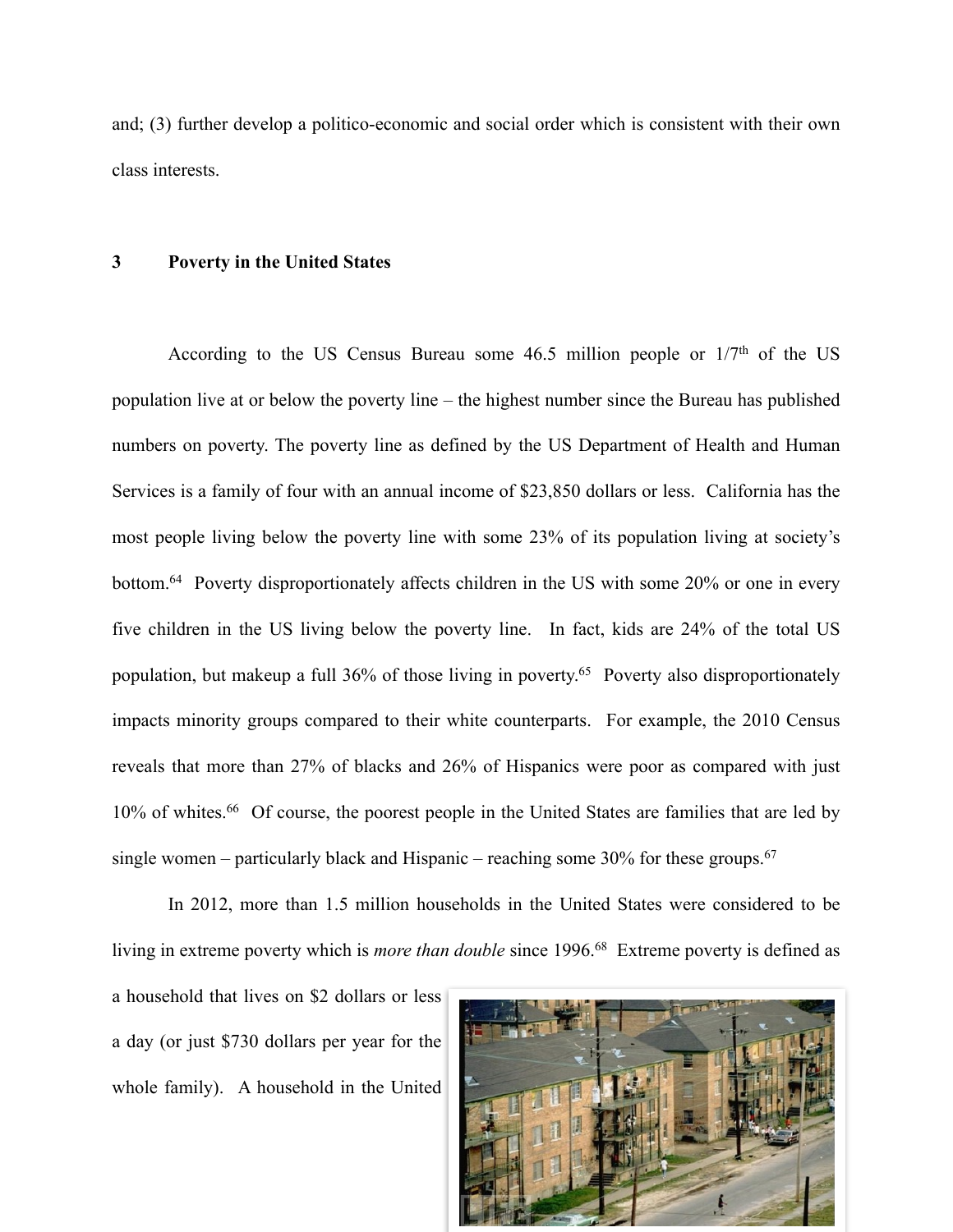and; (3) further develop a politico-economic and social order which is consistent with their own class interests.

## 3 Poverty in the United States

According to the US Census Bureau some 46.5 million people or 1/7th of the US population live at or below the poverty line – the highest number since the Bureau has published numbers on poverty. The poverty line as defined by the US Department of Health and Human Services is a family of four with an annual income of $23,850 dollars or less. California has the most people living below the poverty line with some 23% of its population living at society's bottom.[64] Poverty disproportionately affects children in the US with some 20% or one in every five children in the US living below the poverty line. In fact, kids are 24% of the total US population, but makeup a full 36% of those living in poverty.[65] Poverty also disproportionately impacts minority groups compared to their white counterparts. For example, the 2010 Census reveals that more than 27% of blacks and 26% of Hispanics were poor as compared with just 10% of whites.[66] Of course, the poorest people in the United States are families that are led by single women – particularly black and Hispanic – reaching some 30% for these groups.[67]

In 2012, more than 1.5 million households in the United States were considered to be living in extreme poverty which is *more than double* since 1996.[68] Extreme poverty is defined as a household that lives on $2 dollars or less a day (or just $730 dollars per year for the whole family). A household in the United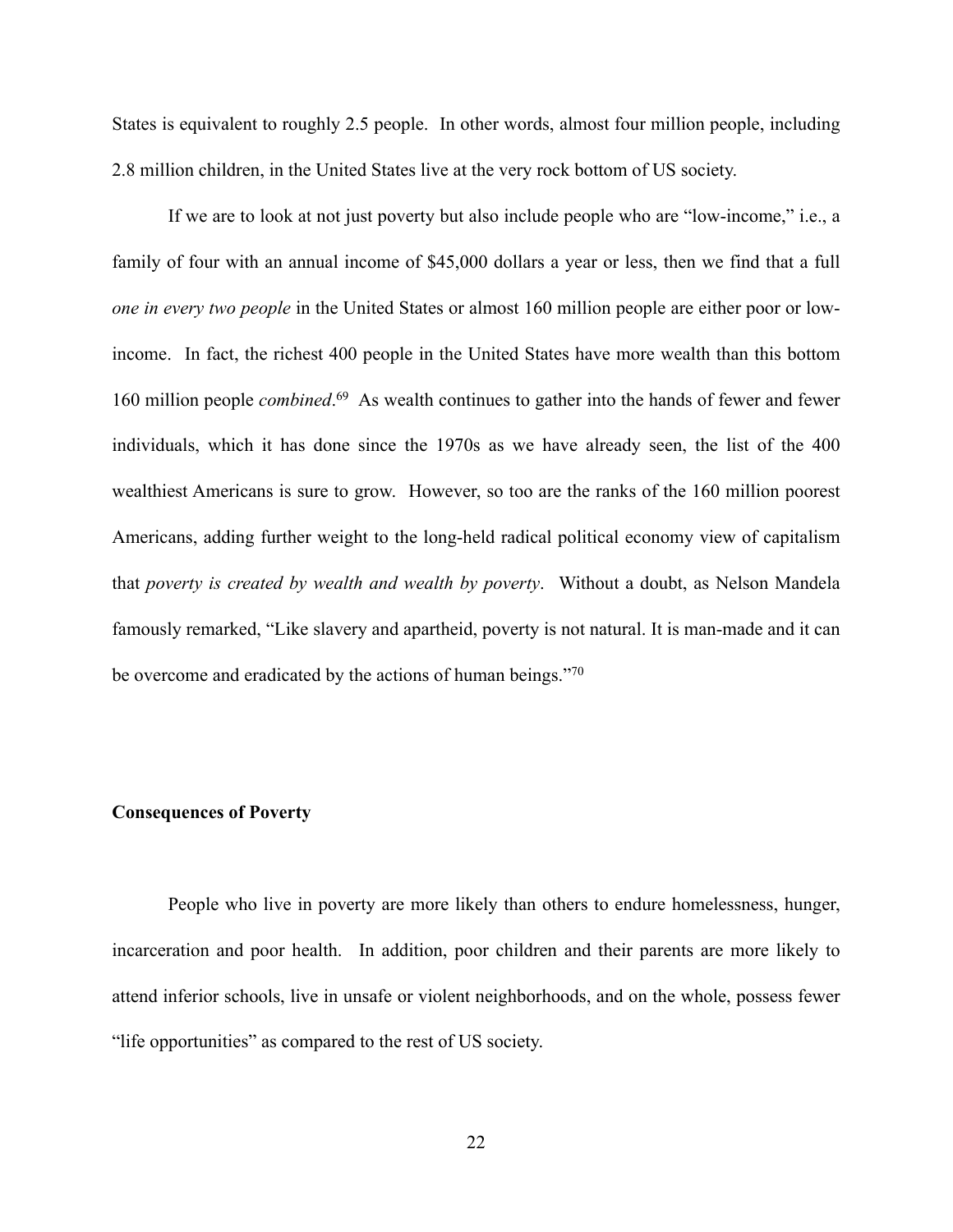States is equivalent to roughly 2.5 people. In other words, almost four million people, including 2.8 million children, in the United States live at the very rock bottom of US society.

If we are to look at not just poverty but also include people who are "low-income," i.e., a family of four with an annual income of $45,000 dollars a year or less, then we find that a full *one in every two people* in the United States or almost 160 million people are either poor or low-income. In fact, the richest 400 people in the United States have more wealth than this bottom 160 million people *combined*.[69] As wealth continues to gather into the hands of fewer and fewer individuals, which it has done since the 1970s as we have already seen, the list of the 400 wealthiest Americans is sure to grow. However, so too are the ranks of the 160 million poorest Americans, adding further weight to the long-held radical political economy view of capitalism that *poverty is created by wealth and wealth by poverty*. Without a doubt, as Nelson Mandela famously remarked, "Like slavery and apartheid, poverty is not natural. It is man-made and it can be overcome and eradicated by the actions of human beings."[70]

**Consequences of Poverty**

People who live in poverty are more likely than others to endure homelessness, hunger, incarceration and poor health. In addition, poor children and their parents are more likely to attend inferior schools, live in unsafe or violent neighborhoods, and on the whole, possess fewer "life opportunities" as compared to the rest of US society.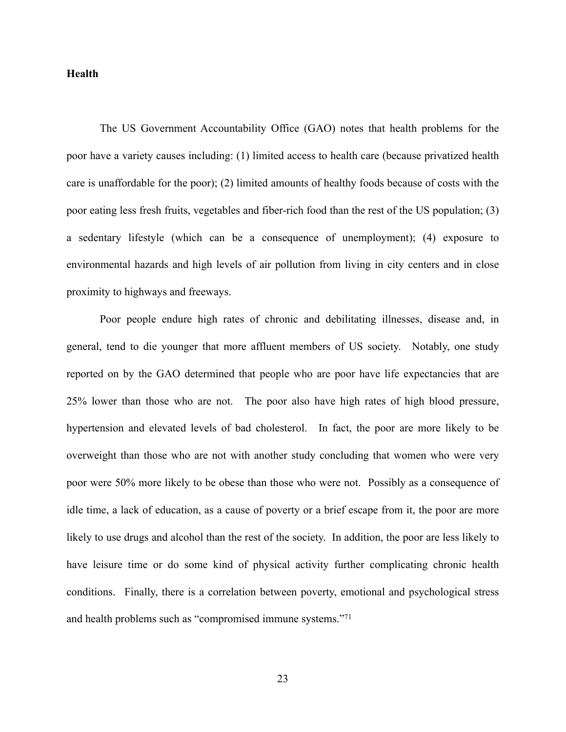**Health**

The US Government Accountability Office (GAO) notes that health problems for the poor have a variety causes including: (1) limited access to health care (because privatized health care is unaffordable for the poor); (2) limited amounts of healthy foods because of costs with the poor eating less fresh fruits, vegetables and fiber-rich food than the rest of the US population; (3) a sedentary lifestyle (which can be a consequence of unemployment); (4) exposure to environmental hazards and high levels of air pollution from living in city centers and in close proximity to highways and freeways.

Poor people endure high rates of chronic and debilitating illnesses, disease and, in general, tend to die younger that more affluent members of US society. Notably, one study reported on by the GAO determined that people who are poor have life expectancies that are 25% lower than those who are not. The poor also have high rates of high blood pressure, hypertension and elevated levels of bad cholesterol. In fact, the poor are more likely to be overweight than those who are not with another study concluding that women who were very poor were 50% more likely to be obese than those who were not. Possibly as a consequence of idle time, a lack of education, as a cause of poverty or a brief escape from it, the poor are more likely to use drugs and alcohol than the rest of the society. In addition, the poor are less likely to have leisure time or do some kind of physical activity further complicating chronic health conditions. Finally, there is a correlation between poverty, emotional and psychological stress and health problems such as "compromised immune systems."[71]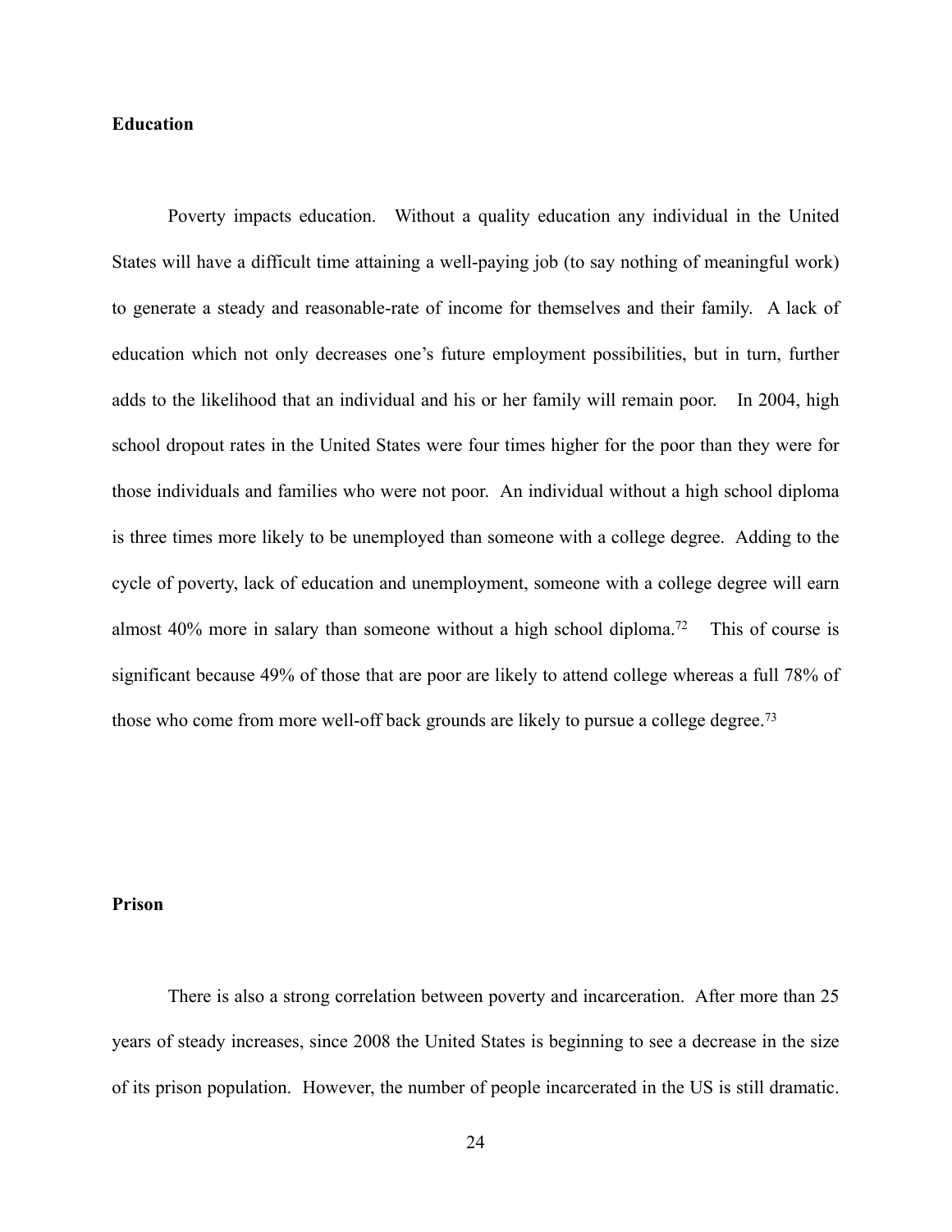**Education**

Poverty impacts education. Without a quality education any individual in the United States will have a difficult time attaining a well-paying job (to say nothing of meaningful work) to generate a steady and reasonable-rate of income for themselves and their family. A lack of education which not only decreases one's future employment possibilities, but in turn, further adds to the likelihood that an individual and his or her family will remain poor. In 2004, high school dropout rates in the United States were four times higher for the poor than they were for those individuals and families who were not poor. An individual without a high school diploma is three times more likely to be unemployed than someone with a college degree. Adding to the cycle of poverty, lack of education and unemployment, someone with a college degree will earn almost 40% more in salary than someone without a high school diploma.[72] This of course is significant because 49% of those that are poor are likely to attend college whereas a full 78% of those who come from more well-off back grounds are likely to pursue a college degree.[73]

**Prison**

There is also a strong correlation between poverty and incarceration. After more than 25 years of steady increases, since 2008 the United States is beginning to see a decrease in the size of its prison population. However, the number of people incarcerated in the US is still dramatic.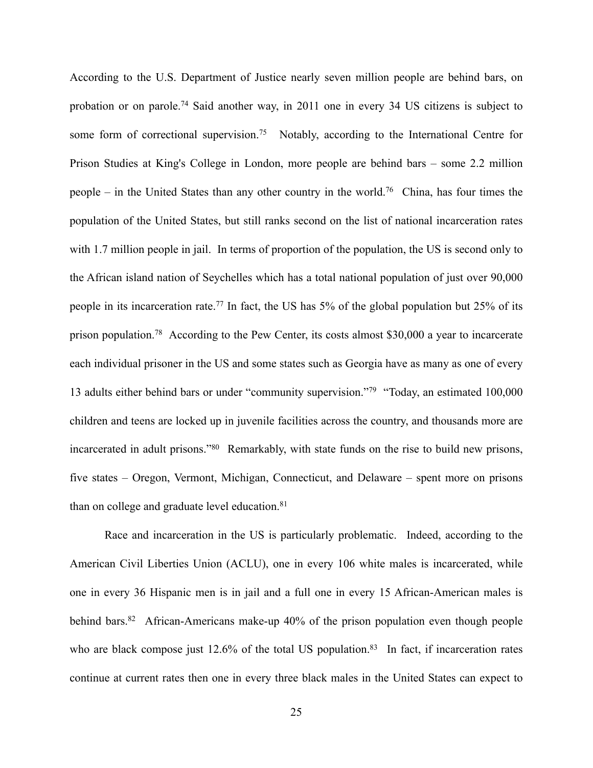According to the U.S. Department of Justice nearly seven million people are behind bars, on probation or on parole.[74] Said another way, in 2011 one in every 34 US citizens is subject to some form of correctional supervision.[75] Notably, according to the International Centre for Prison Studies at King's College in London, more people are behind bars – some 2.2 million people – in the United States than any other country in the world.[76] China, has four times the population of the United States, but still ranks second on the list of national incarceration rates with 1.7 million people in jail. In terms of proportion of the population, the US is second only to the African island nation of Seychelles which has a total national population of just over 90,000 people in its incarceration rate.[77] In fact, the US has 5% of the global population but 25% of its prison population.[78] According to the Pew Center, its costs almost $30,000 a year to incarcerate each individual prisoner in the US and some states such as Georgia have as many as one of every 13 adults either behind bars or under "community supervision."[79] "Today, an estimated 100,000 children and teens are locked up in juvenile facilities across the country, and thousands more are incarcerated in adult prisons."[80] Remarkably, with state funds on the rise to build new prisons, five states – Oregon, Vermont, Michigan, Connecticut, and Delaware – spent more on prisons than on college and graduate level education.[81]

Race and incarceration in the US is particularly problematic. Indeed, according to the American Civil Liberties Union (ACLU), one in every 106 white males is incarcerated, while one in every 36 Hispanic men is in jail and a full one in every 15 African-American males is behind bars.[82] African-Americans make-up 40% of the prison population even though people who are black compose just 12.6% of the total US population.[83] In fact, if incarceration rates continue at current rates then one in every three black males in the United States can expect to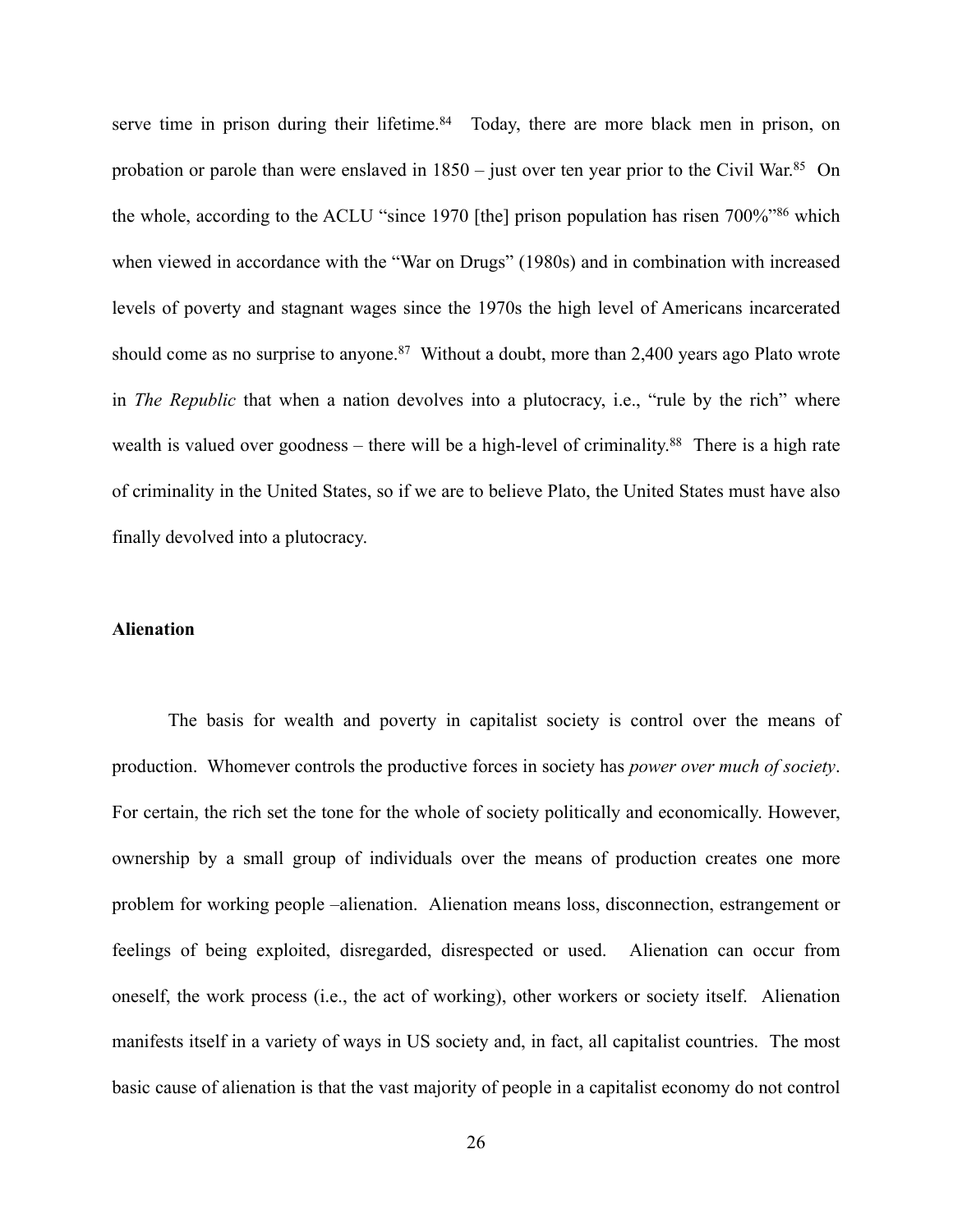serve time in prison during their lifetime.[84] Today, there are more black men in prison, on probation or parole than were enslaved in 1850 – just over ten year prior to the Civil War.[85] On the whole, according to the ACLU "since 1970 [the] prison population has risen 700%"[86] which when viewed in accordance with the "War on Drugs" (1980s) and in combination with increased levels of poverty and stagnant wages since the 1970s the high level of Americans incarcerated should come as no surprise to anyone.[87] Without a doubt, more than 2,400 years ago Plato wrote in *The Republic* that when a nation devolves into a plutocracy, i.e., "rule by the rich" where wealth is valued over goodness – there will be a high-level of criminality.[88] There is a high rate of criminality in the United States, so if we are to believe Plato, the United States must have also finally devolved into a plutocracy.

**Alienation**

The basis for wealth and poverty in capitalist society is control over the means of production. Whomever controls the productive forces in society has *power over much of society*. For certain, the rich set the tone for the whole of society politically and economically. However, ownership by a small group of individuals over the means of production creates one more problem for working people –alienation. Alienation means loss, disconnection, estrangement or feelings of being exploited, disregarded, disrespected or used. Alienation can occur from oneself, the work process (i.e., the act of working), other workers or society itself. Alienation manifests itself in a variety of ways in US society and, in fact, all capitalist countries. The most basic cause of alienation is that the vast majority of people in a capitalist economy do not control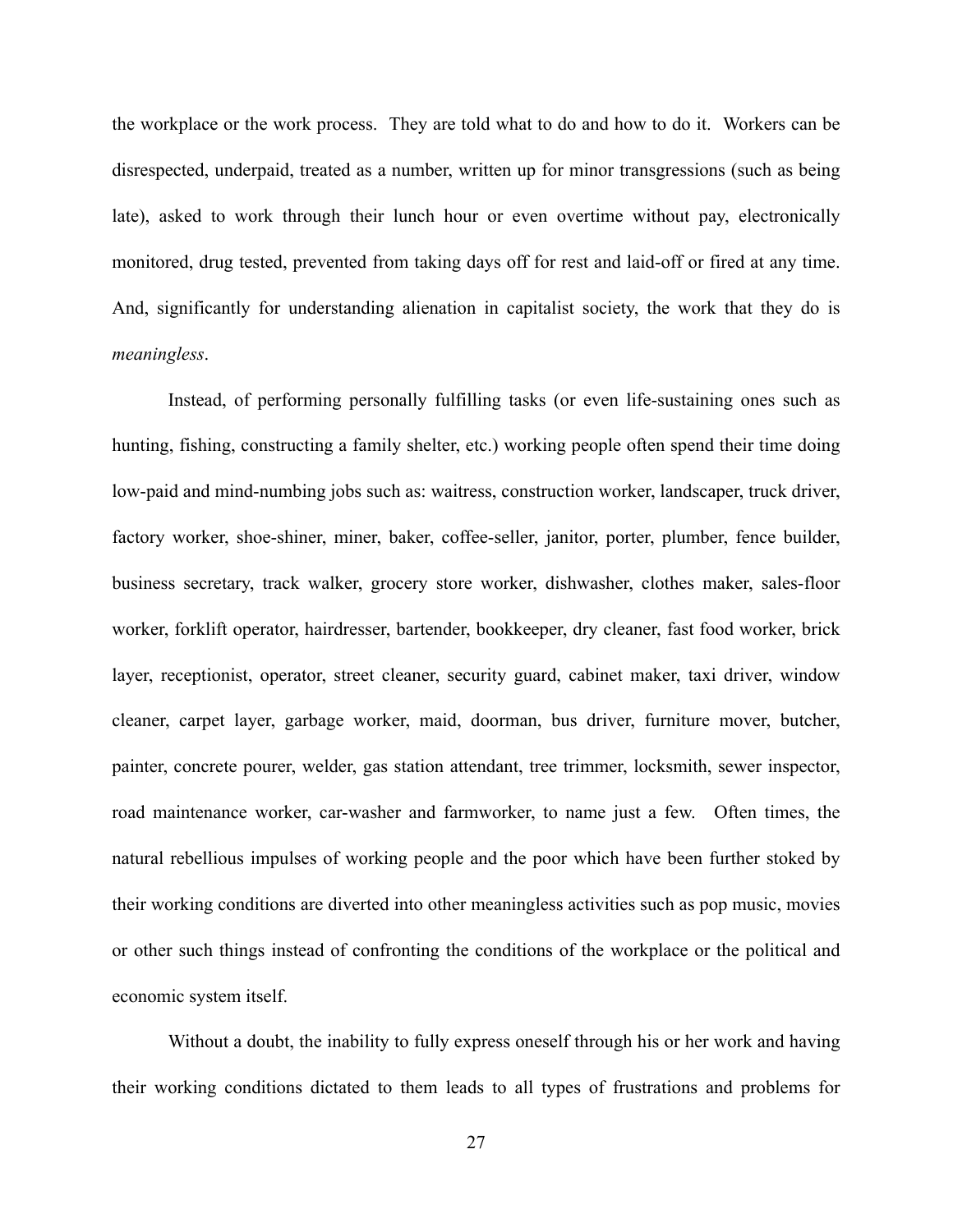the workplace or the work process. They are told what to do and how to do it. Workers can be disrespected, underpaid, treated as a number, written up for minor transgressions (such as being late), asked to work through their lunch hour or even overtime without pay, electronically monitored, drug tested, prevented from taking days off for rest and laid-off or fired at any time. And, significantly for understanding alienation in capitalist society, the work that they do is *meaningless*.

Instead, of performing personally fulfilling tasks (or even life-sustaining ones such as hunting, fishing, constructing a family shelter, etc.) working people often spend their time doing low-paid and mind-numbing jobs such as: waitress, construction worker, landscaper, truck driver, factory worker, shoe-shiner, miner, baker, coffee-seller, janitor, porter, plumber, fence builder, business secretary, track walker, grocery store worker, dishwasher, clothes maker, sales-floor worker, forklift operator, hairdresser, bartender, bookkeeper, dry cleaner, fast food worker, brick layer, receptionist, operator, street cleaner, security guard, cabinet maker, taxi driver, window cleaner, carpet layer, garbage worker, maid, doorman, bus driver, furniture mover, butcher, painter, concrete pourer, welder, gas station attendant, tree trimmer, locksmith, sewer inspector, road maintenance worker, car-washer and farmworker, to name just a few. Often times, the natural rebellious impulses of working people and the poor which have been further stoked by their working conditions are diverted into other meaningless activities such as pop music, movies or other such things instead of confronting the conditions of the workplace or the political and economic system itself.

Without a doubt, the inability to fully express oneself through his or her work and having their working conditions dictated to them leads to all types of frustrations and problems for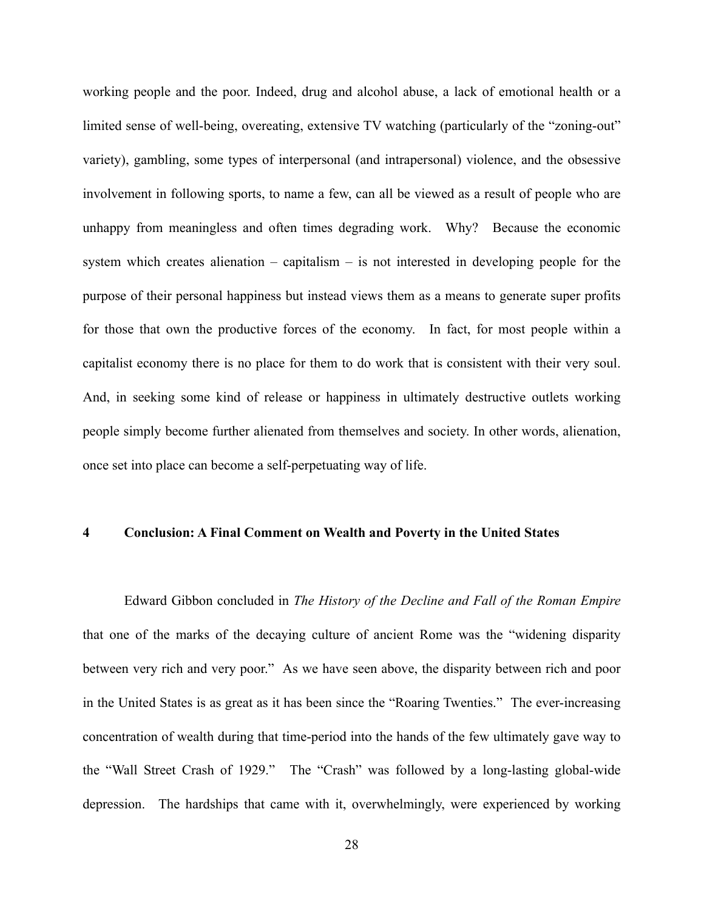working people and the poor. Indeed, drug and alcohol abuse, a lack of emotional health or a limited sense of well-being, overeating, extensive TV watching (particularly of the "zoning-out" variety), gambling, some types of interpersonal (and intrapersonal) violence, and the obsessive involvement in following sports, to name a few, can all be viewed as a result of people who are unhappy from meaningless and often times degrading work. Why? Because the economic system which creates alienation – capitalism – is not interested in developing people for the purpose of their personal happiness but instead views them as a means to generate super profits for those that own the productive forces of the economy. In fact, for most people within a capitalist economy there is no place for them to do work that is consistent with their very soul. And, in seeking some kind of release or happiness in ultimately destructive outlets working people simply become further alienated from themselves and society. In other words, alienation, once set into place can become a self-perpetuating way of life.

## 4 Conclusion: A Final Comment on Wealth and Poverty in the United States

Edward Gibbon concluded in *The History of the Decline and Fall of the Roman Empire* that one of the marks of the decaying culture of ancient Rome was the "widening disparity between very rich and very poor." As we have seen above, the disparity between rich and poor in the United States is as great as it has been since the "Roaring Twenties." The ever-increasing concentration of wealth during that time-period into the hands of the few ultimately gave way to the "Wall Street Crash of 1929." The "Crash" was followed by a long-lasting global-wide depression. The hardships that came with it, overwhelmingly, were experienced by working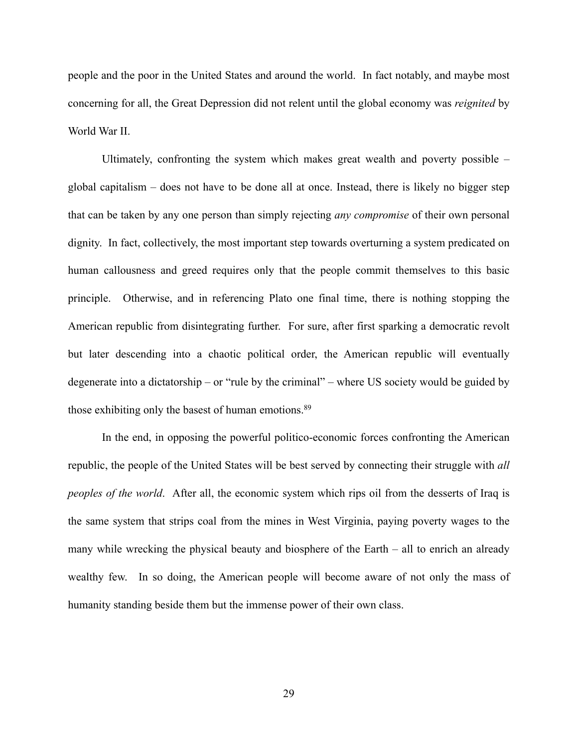people and the poor in the United States and around the world. In fact notably, and maybe most concerning for all, the Great Depression did not relent until the global economy was *reignited* by World War II.

Ultimately, confronting the system which makes great wealth and poverty possible – global capitalism – does not have to be done all at once. Instead, there is likely no bigger step that can be taken by any one person than simply rejecting *any compromise* of their own personal dignity. In fact, collectively, the most important step towards overturning a system predicated on human callousness and greed requires only that the people commit themselves to this basic principle. Otherwise, and in referencing Plato one final time, there is nothing stopping the American republic from disintegrating further. For sure, after first sparking a democratic revolt but later descending into a chaotic political order, the American republic will eventually degenerate into a dictatorship – or "rule by the criminal" – where US society would be guided by those exhibiting only the basest of human emotions.[89]

In the end, in opposing the powerful politico-economic forces confronting the American republic, the people of the United States will be best served by connecting their struggle with *all peoples of the world*. After all, the economic system which rips oil from the desserts of Iraq is the same system that strips coal from the mines in West Virginia, paying poverty wages to the many while wrecking the physical beauty and biosphere of the Earth – all to enrich an already wealthy few. In so doing, the American people will become aware of not only the mass of humanity standing beside them but the immense power of their own class.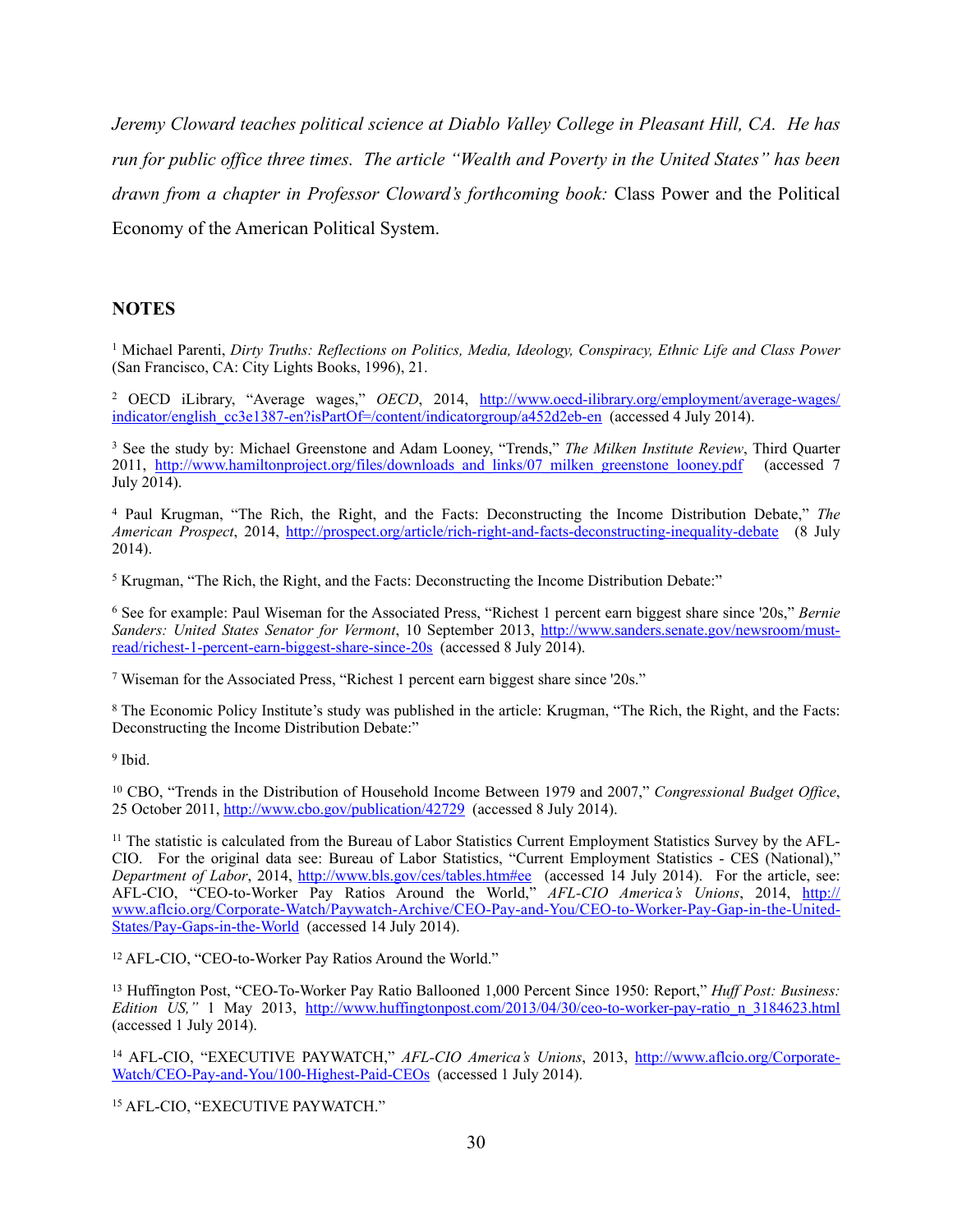*Jeremy Cloward teaches political science at Diablo Valley College in Pleasant Hill, CA. He has run for public office three times. The article "Wealth and Poverty in the United States" has been drawn from a chapter in Professor Cloward's forthcoming book:* Class Power and the Political Economy of the American Political System.

## NOTES

[1] Michael Parenti, *Dirty Truths: Reflections on Politics, Media, Ideology, Conspiracy, Ethnic Life and Class Power* (San Francisco, CA: City Lights Books, 1996), 21.

[2] OECD iLibrary, "Average wages," *OECD*, 2014, http://www.oecd-ilibrary.org/employment/average-wages/indicator/english_cc3e1387-en?isPartOf=/content/indicatorgroup/a452d2eb-en (accessed 4 July 2014).

[3] See the study by: Michael Greenstone and Adam Looney, "Trends," *The Milken Institute Review*, Third Quarter 2011, http://www.hamiltonproject.org/files/downloads_and_links/07_milken_greenstone_looney.pdf (accessed 7 July 2014).

[4] Paul Krugman, "The Rich, the Right, and the Facts: Deconstructing the Income Distribution Debate," *The American Prospect*, 2014, http://prospect.org/article/rich-right-and-facts-deconstructing-inequality-debate (8 July 2014).

[5] Krugman, "The Rich, the Right, and the Facts: Deconstructing the Income Distribution Debate:"

[6] See for example: Paul Wiseman for the Associated Press, "Richest 1 percent earn biggest share since '20s," *Bernie Sanders: United States Senator for Vermont*, 10 September 2013, http://www.sanders.senate.gov/newsroom/must-read/richest-1-percent-earn-biggest-share-since-20s (accessed 8 July 2014).

[7] Wiseman for the Associated Press, "Richest 1 percent earn biggest share since '20s."

[8] The Economic Policy Institute's study was published in the article: Krugman, "The Rich, the Right, and the Facts: Deconstructing the Income Distribution Debate:"

[9] Ibid.

[10] CBO, "Trends in the Distribution of Household Income Between 1979 and 2007," *Congressional Budget Office*, 25 October 2011, http://www.cbo.gov/publication/42729 (accessed 8 July 2014).

[11] The statistic is calculated from the Bureau of Labor Statistics Current Employment Statistics Survey by the AFL-CIO. For the original data see: Bureau of Labor Statistics, "Current Employment Statistics - CES (National)," *Department of Labor*, 2014, http://www.bls.gov/ces/tables.htm#ee (accessed 14 July 2014). For the article, see: AFL-CIO, "CEO-to-Worker Pay Ratios Around the World," *AFL-CIO America's Unions*, 2014, http://www.aflcio.org/Corporate-Watch/Paywatch-Archive/CEO-Pay-and-You/CEO-to-Worker-Pay-Gap-in-the-United-States/Pay-Gaps-in-the-World (accessed 14 July 2014).

[12] AFL-CIO, "CEO-to-Worker Pay Ratios Around the World."

[13] Huffington Post, "CEO-To-Worker Pay Ratio Ballooned 1,000 Percent Since 1950: Report," *Huff Post: Business: Edition US,"* 1 May 2013, http://www.huffingtonpost.com/2013/04/30/ceo-to-worker-pay-ratio_n_3184623.html (accessed 1 July 2014).

[14] AFL-CIO, "EXECUTIVE PAYWATCH," *AFL-CIO America's Unions*, 2013, http://www.aflcio.org/Corporate-Watch/CEO-Pay-and-You/100-Highest-Paid-CEOs (accessed 1 July 2014).

[15] AFL-CIO, "EXECUTIVE PAYWATCH."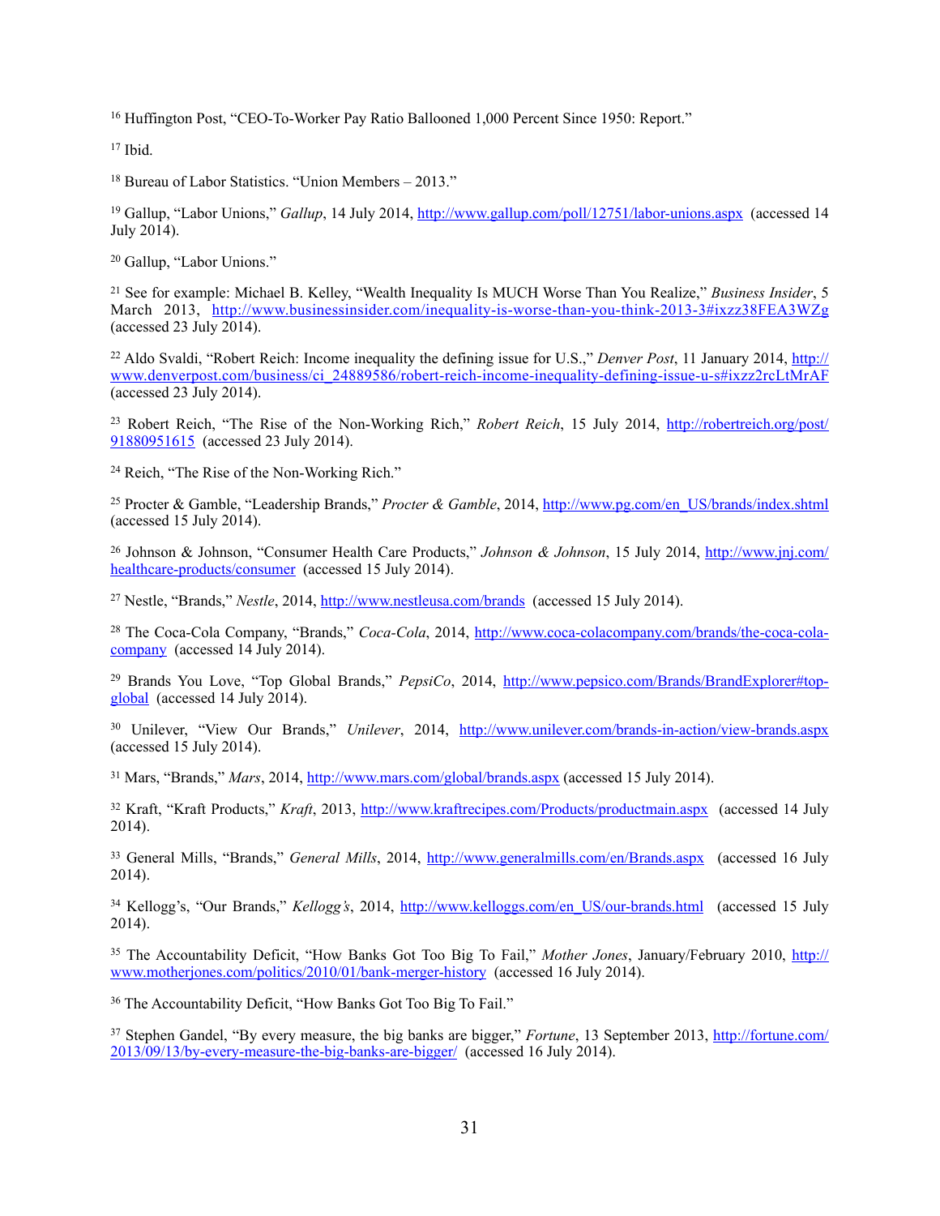[16] Huffington Post, "CEO-To-Worker Pay Ratio Ballooned 1,000 Percent Since 1950: Report."

[17] Ibid.

[18] Bureau of Labor Statistics. "Union Members – 2013."

[19] Gallup, "Labor Unions," *Gallup*, 14 July 2014, http://www.gallup.com/poll/12751/labor-unions.aspx (accessed 14 July 2014).

[20] Gallup, "Labor Unions."

[21] See for example: Michael B. Kelley, "Wealth Inequality Is MUCH Worse Than You Realize," *Business Insider*, 5 March 2013, http://www.businessinsider.com/inequality-is-worse-than-you-think-2013-3#ixzz38FEA3WZg (accessed 23 July 2014).

[22] Aldo Svaldi, "Robert Reich: Income inequality the defining issue for U.S.," *Denver Post*, 11 January 2014, http://www.denverpost.com/business/ci_24889586/robert-reich-income-inequality-defining-issue-u-s#ixzz2rcLtMrAF (accessed 23 July 2014).

[23] Robert Reich, "The Rise of the Non-Working Rich," *Robert Reich*, 15 July 2014, http://robertreich.org/post/91880951615 (accessed 23 July 2014).

[24] Reich, "The Rise of the Non-Working Rich."

[25] Procter & Gamble, "Leadership Brands," *Procter & Gamble*, 2014, http://www.pg.com/en_US/brands/index.shtml (accessed 15 July 2014).

[26] Johnson & Johnson, "Consumer Health Care Products," *Johnson & Johnson*, 15 July 2014, http://www.jnj.com/healthcare-products/consumer (accessed 15 July 2014).

[27] Nestle, "Brands," *Nestle*, 2014, http://www.nestleusa.com/brands (accessed 15 July 2014).

[28] The Coca-Cola Company, "Brands," *Coca-Cola*, 2014, http://www.coca-colacompany.com/brands/the-coca-cola-company (accessed 14 July 2014).

[29] Brands You Love, "Top Global Brands," *PepsiCo*, 2014, http://www.pepsico.com/Brands/BrandExplorer#top-global (accessed 14 July 2014).

[30] Unilever, "View Our Brands," *Unilever*, 2014, http://www.unilever.com/brands-in-action/view-brands.aspx (accessed 15 July 2014).

[31] Mars, "Brands," *Mars*, 2014, http://www.mars.com/global/brands.aspx (accessed 15 July 2014).

[32] Kraft, "Kraft Products," *Kraft*, 2013, http://www.kraftrecipes.com/Products/productmain.aspx (accessed 14 July 2014).

[33] General Mills, "Brands," *General Mills*, 2014, http://www.generalmills.com/en/Brands.aspx (accessed 16 July 2014).

[34] Kellogg's, "Our Brands," *Kellogg's*, 2014, http://www.kelloggs.com/en_US/our-brands.html (accessed 15 July 2014).

[35] The Accountability Deficit, "How Banks Got Too Big To Fail," *Mother Jones*, January/February 2010, http://www.motherjones.com/politics/2010/01/bank-merger-history (accessed 16 July 2014).

[36] The Accountability Deficit, "How Banks Got Too Big To Fail."

[37] Stephen Gandel, "By every measure, the big banks are bigger," *Fortune*, 13 September 2013, http://fortune.com/2013/09/13/by-every-measure-the-big-banks-are-bigger/ (accessed 16 July 2014).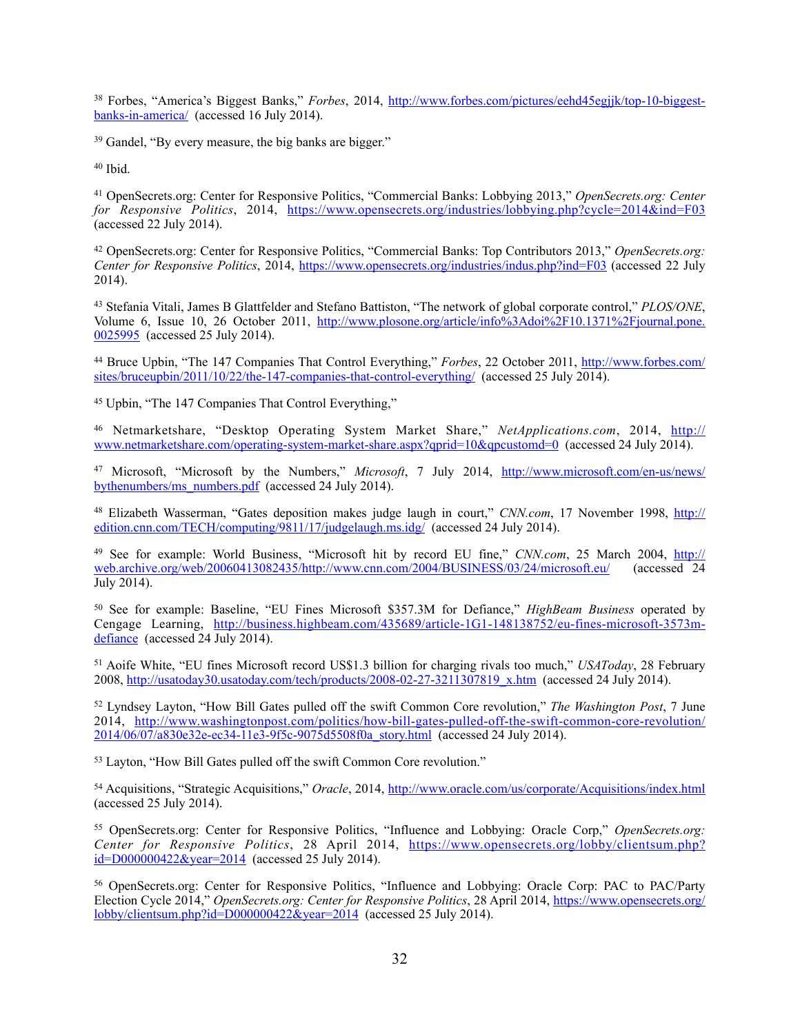[38] Forbes, "America's Biggest Banks," *Forbes*, 2014, http://www.forbes.com/pictures/eehd45egjjk/top-10-biggest-banks-in-america/ (accessed 16 July 2014).

[39] Gandel, "By every measure, the big banks are bigger."

[40] Ibid.

[41] OpenSecrets.org: Center for Responsive Politics, "Commercial Banks: Lobbying 2013," *OpenSecrets.org: Center for Responsive Politics*, 2014, https://www.opensecrets.org/industries/lobbying.php?cycle=2014&ind=F03 (accessed 22 July 2014).

[42] OpenSecrets.org: Center for Responsive Politics, "Commercial Banks: Top Contributors 2013," *OpenSecrets.org: Center for Responsive Politics*, 2014, https://www.opensecrets.org/industries/indus.php?ind=F03 (accessed 22 July 2014).

[43] Stefania Vitali, James B Glattfelder and Stefano Battiston, "The network of global corporate control," *PLOS/ONE*, Volume 6, Issue 10, 26 October 2011, http://www.plosone.org/article/info%3Adoi%2F10.1371%2Fjournal.pone.0025995 (accessed 25 July 2014).

[44] Bruce Upbin, "The 147 Companies That Control Everything," *Forbes*, 22 October 2011, http://www.forbes.com/sites/bruceupbin/2011/10/22/the-147-companies-that-control-everything/ (accessed 25 July 2014).

[45] Upbin, "The 147 Companies That Control Everything,"

[46] Netmarketshare, "Desktop Operating System Market Share," *NetApplications.com*, 2014, http://www.netmarketshare.com/operating-system-market-share.aspx?qprid=10&qpcustomd=0 (accessed 24 July 2014).

[47] Microsoft, "Microsoft by the Numbers," *Microsoft*, 7 July 2014, http://www.microsoft.com/en-us/news/bythenumbers/ms_numbers.pdf (accessed 24 July 2014).

[48] Elizabeth Wasserman, "Gates deposition makes judge laugh in court," *CNN.com*, 17 November 1998, http://edition.cnn.com/TECH/computing/9811/17/judgelaugh.ms.idg/ (accessed 24 July 2014).

[49] See for example: World Business, "Microsoft hit by record EU fine," *CNN.com*, 25 March 2004, http://web.archive.org/web/20060413082435/http://www.cnn.com/2004/BUSINESS/03/24/microsoft.eu/ (accessed 24 July 2014).

[50] See for example: Baseline, "EU Fines Microsoft $357.3M for Defiance," *HighBeam Business* operated by Cengage Learning, http://business.highbeam.com/435689/article-1G1-148138752/eu-fines-microsoft-3573m-defiance (accessed 24 July 2014).

[51] Aoife White, "EU fines Microsoft record US$1.3 billion for charging rivals too much," *USAToday*, 28 February 2008, http://usatoday30.usatoday.com/tech/products/2008-02-27-3211307819_x.htm (accessed 24 July 2014).

[52] Lyndsey Layton, "How Bill Gates pulled off the swift Common Core revolution," *The Washington Post*, 7 June 2014, http://www.washingtonpost.com/politics/how-bill-gates-pulled-off-the-swift-common-core-revolution/2014/06/07/a830e32e-ec34-11e3-9f5c-9075d5508f0a_story.html (accessed 24 July 2014).

[53] Layton, "How Bill Gates pulled off the swift Common Core revolution."

[54] Acquisitions, "Strategic Acquisitions," *Oracle*, 2014, http://www.oracle.com/us/corporate/Acquisitions/index.html (accessed 25 July 2014).

[55] OpenSecrets.org: Center for Responsive Politics, "Influence and Lobbying: Oracle Corp," *OpenSecrets.org: Center for Responsive Politics*, 28 April 2014, https://www.opensecrets.org/lobby/clientsum.php?id=D000000422&year=2014 (accessed 25 July 2014).

[56] OpenSecrets.org: Center for Responsive Politics, "Influence and Lobbying: Oracle Corp: PAC to PAC/Party Election Cycle 2014," *OpenSecrets.org: Center for Responsive Politics*, 28 April 2014, https://www.opensecrets.org/lobby/clientsum.php?id=D000000422&year=2014 (accessed 25 July 2014).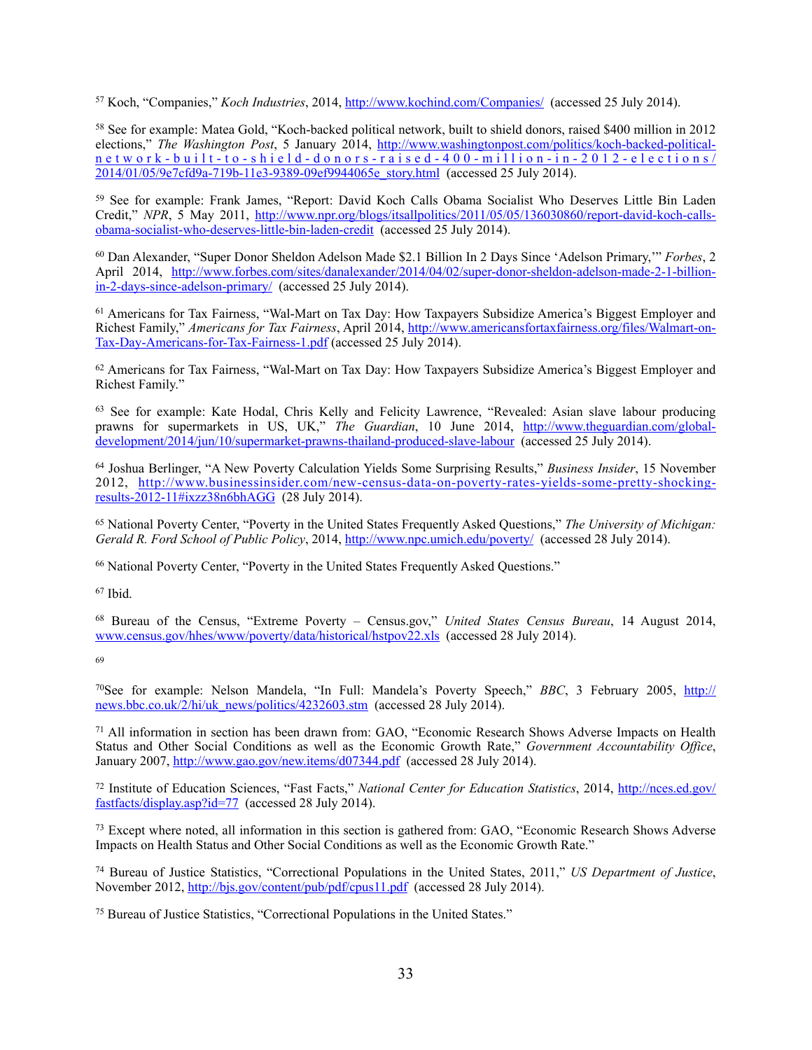[57] Koch, "Companies," *Koch Industries*, 2014, http://www.kochind.com/Companies/ (accessed 25 July 2014).

[58] See for example: Matea Gold, "Koch-backed political network, built to shield donors, raised $400 million in 2012 elections," *The Washington Post*, 5 January 2014, http://www.washingtonpost.com/politics/koch-backed-political-network-built-to-shield-donors-raised-400-million-in-2012-elections/2014/01/05/9e7cfd9a-719b-11e3-9389-09ef9944065e_story.html (accessed 25 July 2014).

[59] See for example: Frank James, "Report: David Koch Calls Obama Socialist Who Deserves Little Bin Laden Credit," *NPR*, 5 May 2011, http://www.npr.org/blogs/itsallpolitics/2011/05/05/136030860/report-david-koch-calls-obama-socialist-who-deserves-little-bin-laden-credit (accessed 25 July 2014).

[60] Dan Alexander, "Super Donor Sheldon Adelson Made $2.1 Billion In 2 Days Since 'Adelson Primary,'" *Forbes*, 2 April 2014, http://www.forbes.com/sites/danalexander/2014/04/02/super-donor-sheldon-adelson-made-2-1-billion-in-2-days-since-adelson-primary/ (accessed 25 July 2014).

[61] Americans for Tax Fairness, "Wal-Mart on Tax Day: How Taxpayers Subsidize America's Biggest Employer and Richest Family," *Americans for Tax Fairness*, April 2014, http://www.americansfortaxfairness.org/files/Walmart-on-Tax-Day-Americans-for-Tax-Fairness-1.pdf (accessed 25 July 2014).

[62] Americans for Tax Fairness, "Wal-Mart on Tax Day: How Taxpayers Subsidize America's Biggest Employer and Richest Family."

[63] See for example: Kate Hodal, Chris Kelly and Felicity Lawrence, "Revealed: Asian slave labour producing prawns for supermarkets in US, UK," *The Guardian*, 10 June 2014, http://www.theguardian.com/global-development/2014/jun/10/supermarket-prawns-thailand-produced-slave-labour (accessed 25 July 2014).

[64] Joshua Berlinger, "A New Poverty Calculation Yields Some Surprising Results," *Business Insider*, 15 November 2012, http://www.businessinsider.com/new-census-data-on-poverty-rates-yields-some-pretty-shocking-results-2012-11#ixzz38n6bhAGG (28 July 2014).

[65] National Poverty Center, "Poverty in the United States Frequently Asked Questions," *The University of Michigan: Gerald R. Ford School of Public Policy*, 2014, http://www.npc.umich.edu/poverty/ (accessed 28 July 2014).

[66] National Poverty Center, "Poverty in the United States Frequently Asked Questions."

[67] Ibid.

[68] Bureau of the Census, "Extreme Poverty – Census.gov," *United States Census Bureau*, 14 August 2014, www.census.gov/hhes/www/poverty/data/historical/hstpov22.xls (accessed 28 July 2014).

[69]

[70] See for example: Nelson Mandela, "In Full: Mandela's Poverty Speech," *BBC*, 3 February 2005, http://news.bbc.co.uk/2/hi/uk_news/politics/4232603.stm (accessed 28 July 2014).

[71] All information in section has been drawn from: GAO, "Economic Research Shows Adverse Impacts on Health Status and Other Social Conditions as well as the Economic Growth Rate," *Government Accountability Office*, January 2007, http://www.gao.gov/new.items/d07344.pdf (accessed 28 July 2014).

[72] Institute of Education Sciences, "Fast Facts," *National Center for Education Statistics*, 2014, http://nces.ed.gov/fastfacts/display.asp?id=77 (accessed 28 July 2014).

[73] Except where noted, all information in this section is gathered from: GAO, "Economic Research Shows Adverse Impacts on Health Status and Other Social Conditions as well as the Economic Growth Rate."

[74] Bureau of Justice Statistics, "Correctional Populations in the United States, 2011," *US Department of Justice*, November 2012, http://bjs.gov/content/pub/pdf/cpus11.pdf (accessed 28 July 2014).

[75] Bureau of Justice Statistics, "Correctional Populations in the United States."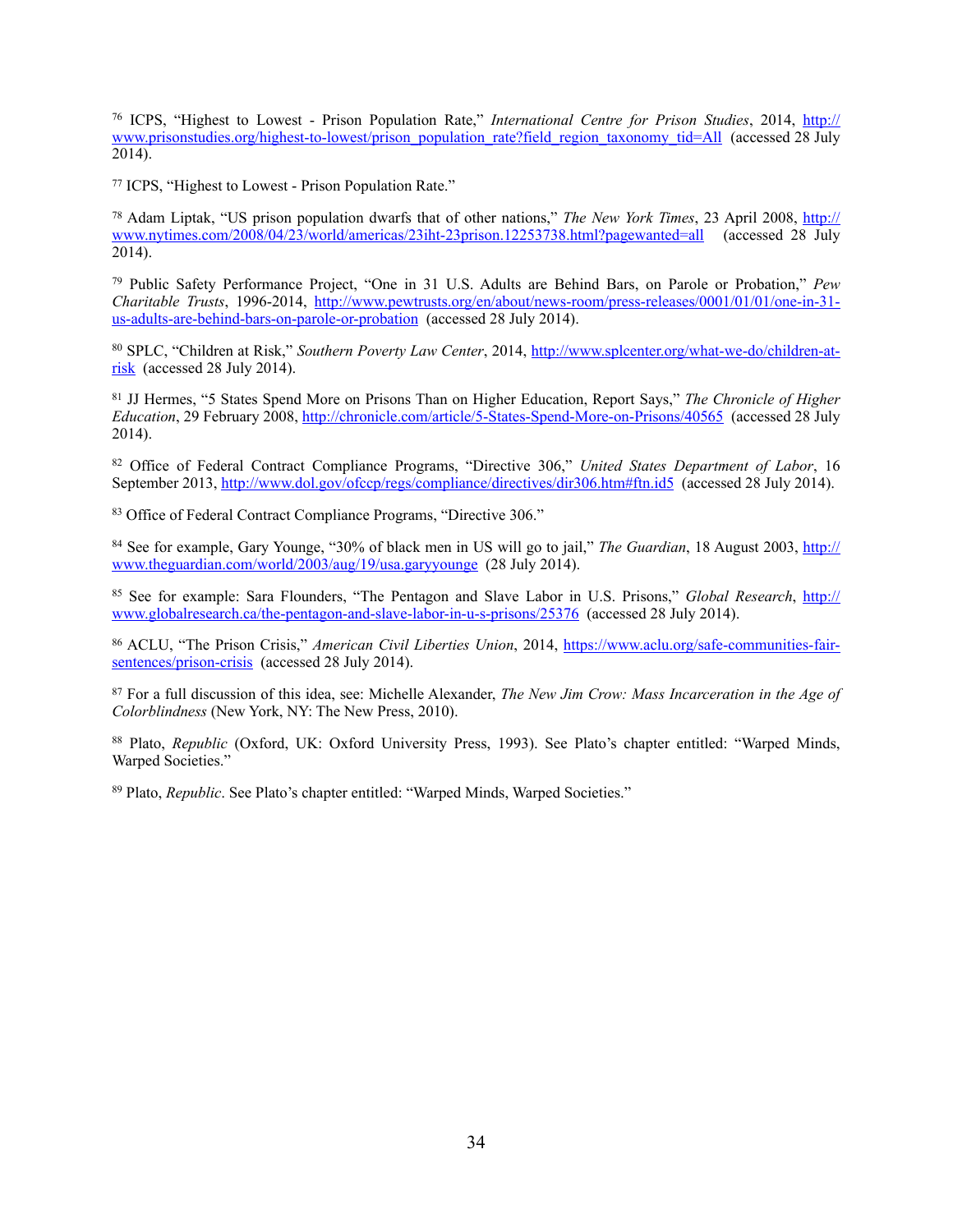[76] ICPS, "Highest to Lowest - Prison Population Rate," *International Centre for Prison Studies*, 2014, http://www.prisonstudies.org/highest-to-lowest/prison_population_rate?field_region_taxonomy_tid=All (accessed 28 July 2014).

[77] ICPS, "Highest to Lowest - Prison Population Rate."

[78] Adam Liptak, "US prison population dwarfs that of other nations," *The New York Times*, 23 April 2008, http://www.nytimes.com/2008/04/23/world/americas/23iht-23prison.12253738.html?pagewanted=all (accessed 28 July 2014).

[79] Public Safety Performance Project, "One in 31 U.S. Adults are Behind Bars, on Parole or Probation," *Pew Charitable Trusts*, 1996-2014, http://www.pewtrusts.org/en/about/news-room/press-releases/0001/01/01/one-in-31-us-adults-are-behind-bars-on-parole-or-probation (accessed 28 July 2014).

[80] SPLC, "Children at Risk," *Southern Poverty Law Center*, 2014, http://www.splcenter.org/what-we-do/children-at-risk (accessed 28 July 2014).

[81] JJ Hermes, "5 States Spend More on Prisons Than on Higher Education, Report Says," *The Chronicle of Higher Education*, 29 February 2008, http://chronicle.com/article/5-States-Spend-More-on-Prisons/40565 (accessed 28 July 2014).

[82] Office of Federal Contract Compliance Programs, "Directive 306," *United States Department of Labor*, 16 September 2013, http://www.dol.gov/ofccp/regs/compliance/directives/dir306.htm#ftn.id5 (accessed 28 July 2014).

[83] Office of Federal Contract Compliance Programs, "Directive 306."

[84] See for example, Gary Younge, "30% of black men in US will go to jail," *The Guardian*, 18 August 2003, http://www.theguardian.com/world/2003/aug/19/usa.garyyounge (28 July 2014).

[85] See for example: Sara Flounders, "The Pentagon and Slave Labor in U.S. Prisons," *Global Research*, http://www.globalresearch.ca/the-pentagon-and-slave-labor-in-u-s-prisons/25376 (accessed 28 July 2014).

[86] ACLU, "The Prison Crisis," *American Civil Liberties Union*, 2014, https://www.aclu.org/safe-communities-fair-sentences/prison-crisis (accessed 28 July 2014).

[87] For a full discussion of this idea, see: Michelle Alexander, *The New Jim Crow: Mass Incarceration in the Age of Colorblindness* (New York, NY: The New Press, 2010).

[88] Plato, *Republic* (Oxford, UK: Oxford University Press, 1993). See Plato's chapter entitled: "Warped Minds, Warped Societies."

[89] Plato, *Republic*. See Plato's chapter entitled: "Warped Minds, Warped Societies."